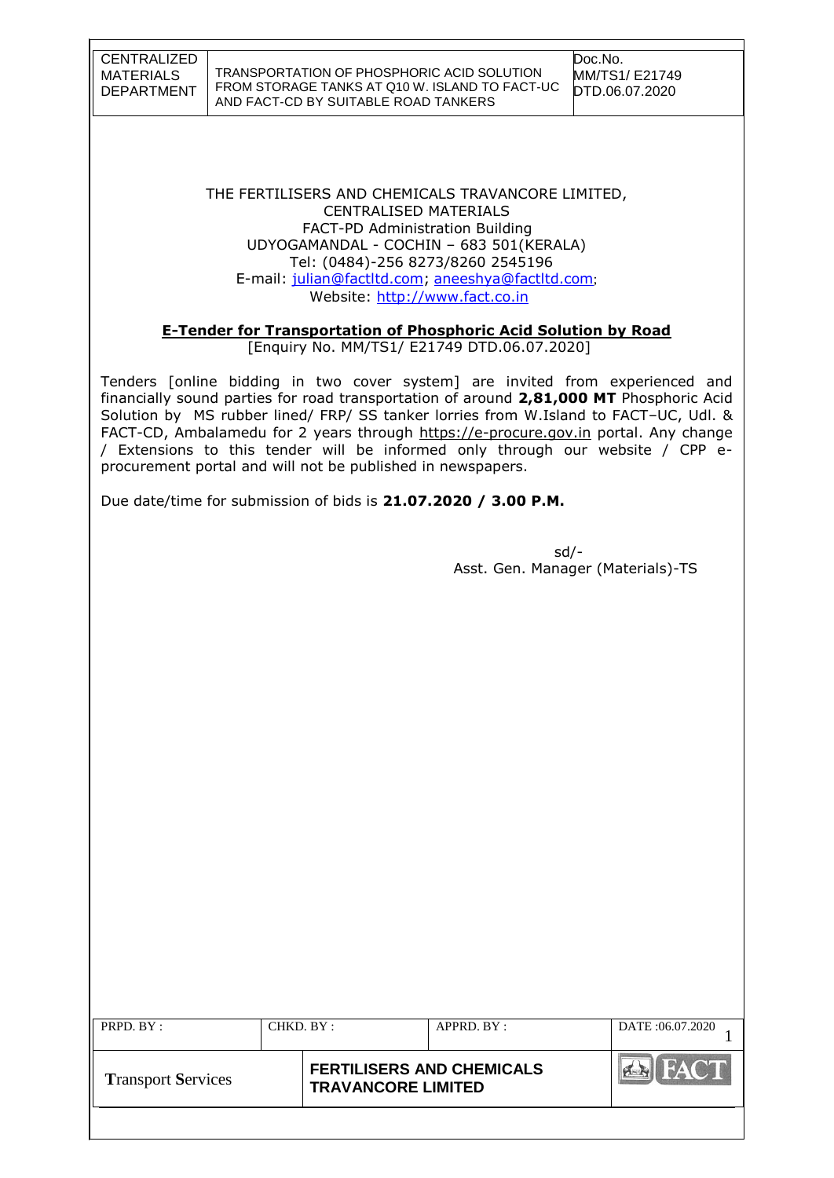THE FERTILISERS AND CHEMICALS TRAVANCORE LIMITED,
CENTRALISED MATERIALS
FACT-PD Administration Building
UDYOGAMANDAL - COCHIN – 683 501(KERALA)
Tel: (0484)-256 8273/8260 2545196
E-mail: julian@factltd.com; aneeshya@factltd.com;
Website: http://www.fact.co.in

**E-Tender for Transportation of Phosphoric Acid Solution by Road**

[Enquiry No. MM/TS1/ E21749 DTD.06.07.2020]

Tenders [online bidding in two cover system] are invited from experienced and financially sound parties for road transportation of around **2,81,000 MT** Phosphoric Acid Solution by MS rubber lined/ FRP/ SS tanker lorries from W.Island to FACT–UC, Udl. & FACT-CD, Ambalamedu for 2 years through https://e-procure.gov.in portal. Any change / Extensions to this tender will be informed only through our website / CPP e-procurement portal and will not be published in newspapers.

Due date/time for submission of bids is **21.07.2020 / 3.00 P.M.**

sd/-
Asst. Gen. Manager (Materials)-TS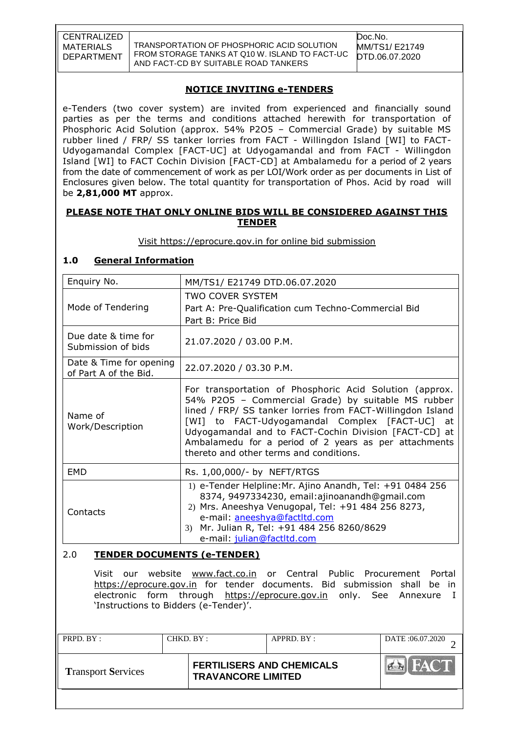## NOTICE INVITING e-TENDERS

e-Tenders (two cover system) are invited from experienced and financially sound parties as per the terms and conditions attached herewith for transportation of Phosphoric Acid Solution (approx. 54% $P_2O_5$ – Commercial Grade) by suitable MS rubber lined / FRP/ SS tanker lorries from FACT - Willingdon Island [WI] to FACT-Udyogamandal Complex [FACT-UC] at Udyogamandal and from FACT - Willingdon Island [WI] to FACT Cochin Division [FACT-CD] at Ambalamedu for a period of 2 years from the date of commencement of work as per LOI/Work order as per documents in List of Enclosures given below. The total quantity for transportation of Phos. Acid by road will be **2,81,000 MT** approx.

**PLEASE NOTE THAT ONLY ONLINE BIDS WILL BE CONSIDERED AGAINST THIS TENDER**

Visit https://eprocure.gov.in for online bid submission

### 1.0 General Information

| | |
|---|---|
| Enquiry No. | MM/TS1/ E21749 DTD.06.07.2020 |
| Mode of Tendering | TWO COVER SYSTEM<br>Part A: Pre-Qualification cum Techno-Commercial Bid<br>Part B: Price Bid |
| Due date & time for Submission of bids | 21.07.2020 / 03.00 P.M. |
| Date & Time for opening of Part A of the Bid. | 22.07.2020 / 03.30 P.M. |
| Name of Work/Description | For transportation of Phosphoric Acid Solution (approx. 54% $P_2O_5$ – Commercial Grade) by suitable MS rubber lined / FRP/ SS tanker lorries from FACT-Willingdon Island [WI] to FACT-Udyogamandal Complex [FACT-UC] at Udyogamandal and to FACT-Cochin Division [FACT-CD] at Ambalamedu for a period of 2 years as per attachments thereto and other terms and conditions. |
| EMD | Rs. 1,00,000/- by NEFT/RTGS |
| Contacts | 1) e-Tender Helpline:Mr. Ajino Anandh, Tel: +91 0484 256 8374, 9497334230, email:ajinoanandh@gmail.com<br>2) Mrs. Aneeshya Venugopal, Tel: +91 484 256 8273, e-mail: aneeshya@factltd.com<br>3) Mr. Julian R, Tel: +91 484 256 8260/8629 e-mail: julian@factltd.com |

### 2.0 TENDER DOCUMENTS (e-TENDER)

Visit our website www.fact.co.in or Central Public Procurement Portal https://eprocure.gov.in for tender documents. Bid submission shall be in electronic form through https://eprocure.gov.in only. See Annexure I 'Instructions to Bidders (e-Tender)'.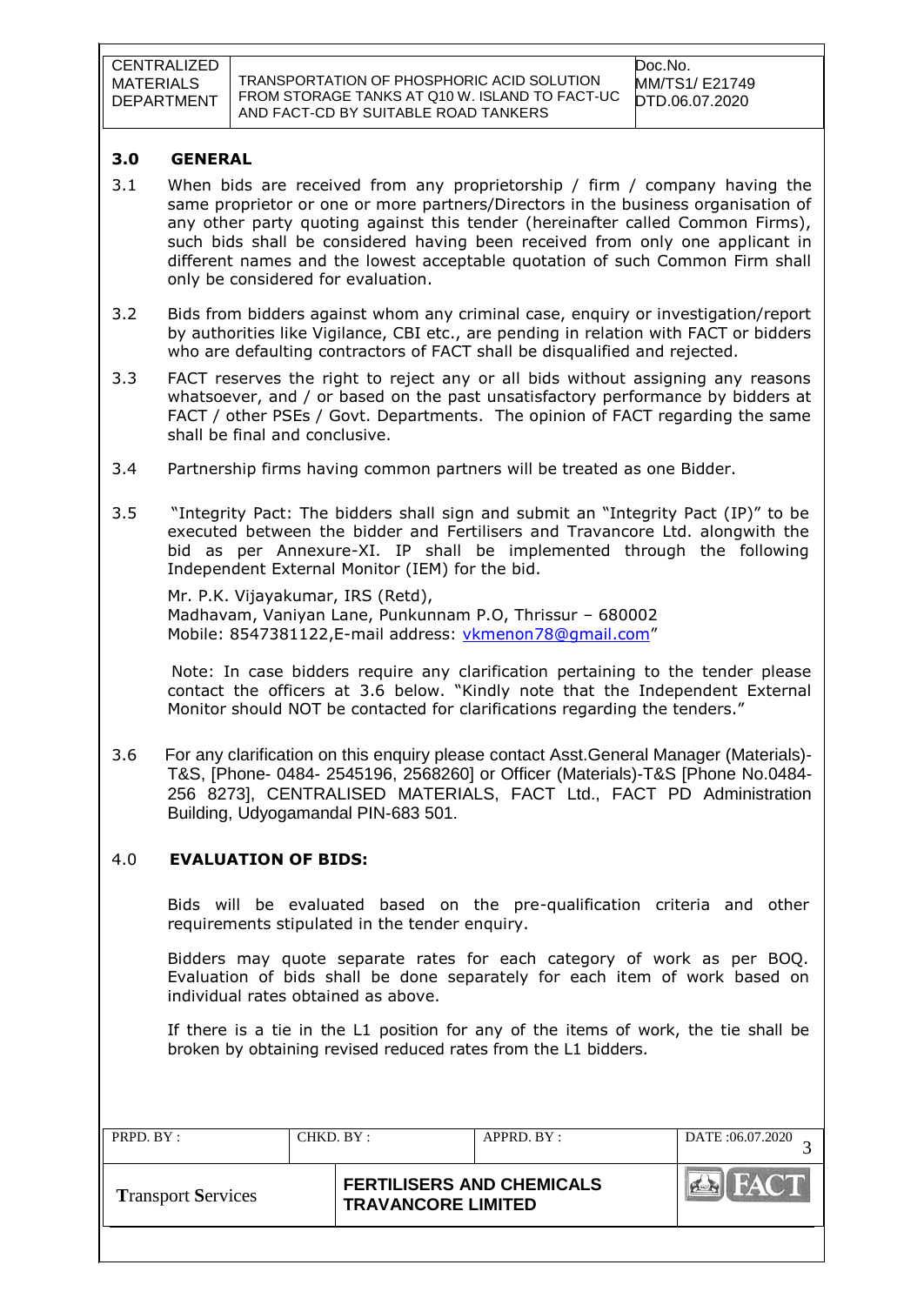## 3.0 GENERAL

3.1 When bids are received from any proprietorship / firm / company having the same proprietor or one or more partners/Directors in the business organisation of any other party quoting against this tender (hereinafter called Common Firms), such bids shall be considered having been received from only one applicant in different names and the lowest acceptable quotation of such Common Firm shall only be considered for evaluation.

3.2 Bids from bidders against whom any criminal case, enquiry or investigation/report by authorities like Vigilance, CBI etc., are pending in relation with FACT or bidders who are defaulting contractors of FACT shall be disqualified and rejected.

3.3 FACT reserves the right to reject any or all bids without assigning any reasons whatsoever, and / or based on the past unsatisfactory performance by bidders at FACT / other PSEs / Govt. Departments. The opinion of FACT regarding the same shall be final and conclusive.

3.4 Partnership firms having common partners will be treated as one Bidder.

3.5 "Integrity Pact: The bidders shall sign and submit an "Integrity Pact (IP)" to be executed between the bidder and Fertilisers and Travancore Ltd. alongwith the bid as per Annexure-XI. IP shall be implemented through the following Independent External Monitor (IEM) for the bid.

Mr. P.K. Vijayakumar, IRS (Retd),
Madhavam, Vaniyan Lane, Punkunnam P.O, Thrissur – 680002
Mobile: 8547381122,E-mail address: vkmenon78@gmail.com"

Note: In case bidders require any clarification pertaining to the tender please contact the officers at 3.6 below. "Kindly note that the Independent External Monitor should NOT be contacted for clarifications regarding the tenders."

3.6 For any clarification on this enquiry please contact Asst.General Manager (Materials)-T&S, [Phone- 0484- 2545196, 2568260] or Officer (Materials)-T&S [Phone No.0484-256 8273], CENTRALISED MATERIALS, FACT Ltd., FACT PD Administration Building, Udyogamandal PIN-683 501.

## 4.0 EVALUATION OF BIDS:

Bids will be evaluated based on the pre-qualification criteria and other requirements stipulated in the tender enquiry.

Bidders may quote separate rates for each category of work as per BOQ. Evaluation of bids shall be done separately for each item of work based on individual rates obtained as above.

If there is a tie in the L1 position for any of the items of work, the tie shall be broken by obtaining revised reduced rates from the L1 bidders.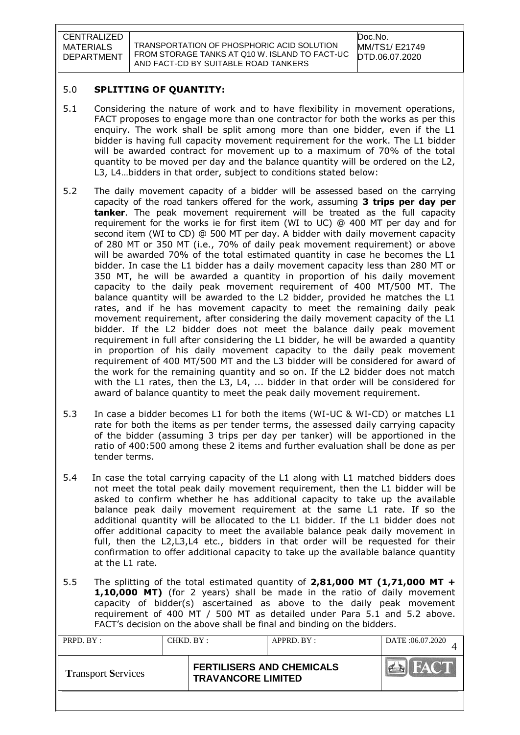## 5.0 SPLITTING OF QUANTITY:

5.1 Considering the nature of work and to have flexibility in movement operations, FACT proposes to engage more than one contractor for both the works as per this enquiry. The work shall be split among more than one bidder, even if the L1 bidder is having full capacity movement requirement for the work. The L1 bidder will be awarded contract for movement up to a maximum of 70% of the total quantity to be moved per day and the balance quantity will be ordered on the L2, L3, L4…bidders in that order, subject to conditions stated below:

5.2 The daily movement capacity of a bidder will be assessed based on the carrying capacity of the road tankers offered for the work, assuming **3 trips per day per tanker**. The peak movement requirement will be treated as the full capacity requirement for the works ie for first item (WI to UC) @ 400 MT per day and for second item (WI to CD) @ 500 MT per day. A bidder with daily movement capacity of 280 MT or 350 MT (i.e., 70% of daily peak movement requirement) or above will be awarded 70% of the total estimated quantity in case he becomes the L1 bidder. In case the L1 bidder has a daily movement capacity less than 280 MT or 350 MT, he will be awarded a quantity in proportion of his daily movement capacity to the daily peak movement requirement of 400 MT/500 MT. The balance quantity will be awarded to the L2 bidder, provided he matches the L1 rates, and if he has movement capacity to meet the remaining daily peak movement requirement, after considering the daily movement capacity of the L1 bidder. If the L2 bidder does not meet the balance daily peak movement requirement in full after considering the L1 bidder, he will be awarded a quantity in proportion of his daily movement capacity to the daily peak movement requirement of 400 MT/500 MT and the L3 bidder will be considered for award of the work for the remaining quantity and so on. If the L2 bidder does not match with the L1 rates, then the L3, L4, ... bidder in that order will be considered for award of balance quantity to meet the peak daily movement requirement.

5.3 In case a bidder becomes L1 for both the items (WI-UC & WI-CD) or matches L1 rate for both the items as per tender terms, the assessed daily carrying capacity of the bidder (assuming 3 trips per day per tanker) will be apportioned in the ratio of 400:500 among these 2 items and further evaluation shall be done as per tender terms.

5.4 In case the total carrying capacity of the L1 along with L1 matched bidders does not meet the total peak daily movement requirement, then the L1 bidder will be asked to confirm whether he has additional capacity to take up the available balance peak daily movement requirement at the same L1 rate. If so the additional quantity will be allocated to the L1 bidder. If the L1 bidder does not offer additional capacity to meet the available balance peak daily movement in full, then the L2,L3,L4 etc., bidders in that order will be requested for their confirmation to offer additional capacity to take up the available balance quantity at the L1 rate.

5.5 The splitting of the total estimated quantity of **2,81,000 MT (1,71,000 MT + 1,10,000 MT)** (for 2 years) shall be made in the ratio of daily movement capacity of bidder(s) ascertained as above to the daily peak movement requirement of 400 MT / 500 MT as detailed under Para 5.1 and 5.2 above. FACT's decision on the above shall be final and binding on the bidders.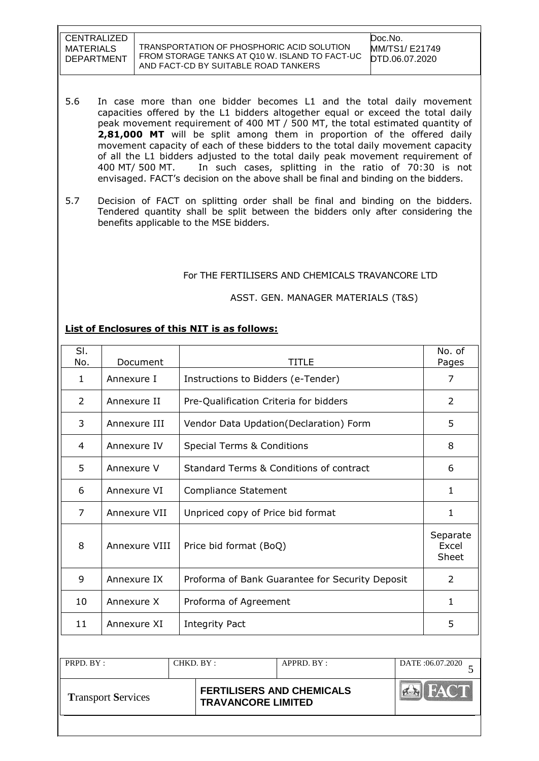5.6 In case more than one bidder becomes L1 and the total daily movement capacities offered by the L1 bidders altogether equal or exceed the total daily peak movement requirement of 400 MT / 500 MT, the total estimated quantity of **2,81,000 MT** will be split among them in proportion of the offered daily movement capacity of each of these bidders to the total daily movement capacity of all the L1 bidders adjusted to the total daily peak movement requirement of 400 MT/ 500 MT. In such cases, splitting in the ratio of 70:30 is not envisaged. FACT's decision on the above shall be final and binding on the bidders.

5.7 Decision of FACT on splitting order shall be final and binding on the bidders. Tendered quantity shall be split between the bidders only after considering the benefits applicable to the MSE bidders.

For THE FERTILISERS AND CHEMICALS TRAVANCORE LTD

ASST. GEN. MANAGER MATERIALS (T&S)

**List of Enclosures of this NIT is as follows:**

| Sl. No. | Document | TITLE | No. of Pages |
|---|---|---|---|
| 1 | Annexure I | Instructions to Bidders (e-Tender) | 7 |
| 2 | Annexure II | Pre-Qualification Criteria for bidders | 2 |
| 3 | Annexure III | Vendor Data Updation(Declaration) Form | 5 |
| 4 | Annexure IV | Special Terms & Conditions | 8 |
| 5 | Annexure V | Standard Terms & Conditions of contract | 6 |
| 6 | Annexure VI | Compliance Statement | 1 |
| 7 | Annexure VII | Unpriced copy of Price bid format | 1 |
| 8 | Annexure VIII | Price bid format (BoQ) | Separate Excel Sheet |
| 9 | Annexure IX | Proforma of Bank Guarantee for Security Deposit | 2 |
| 10 | Annexure X | Proforma of Agreement | 1 |
| 11 | Annexure XI | Integrity Pact | 5 |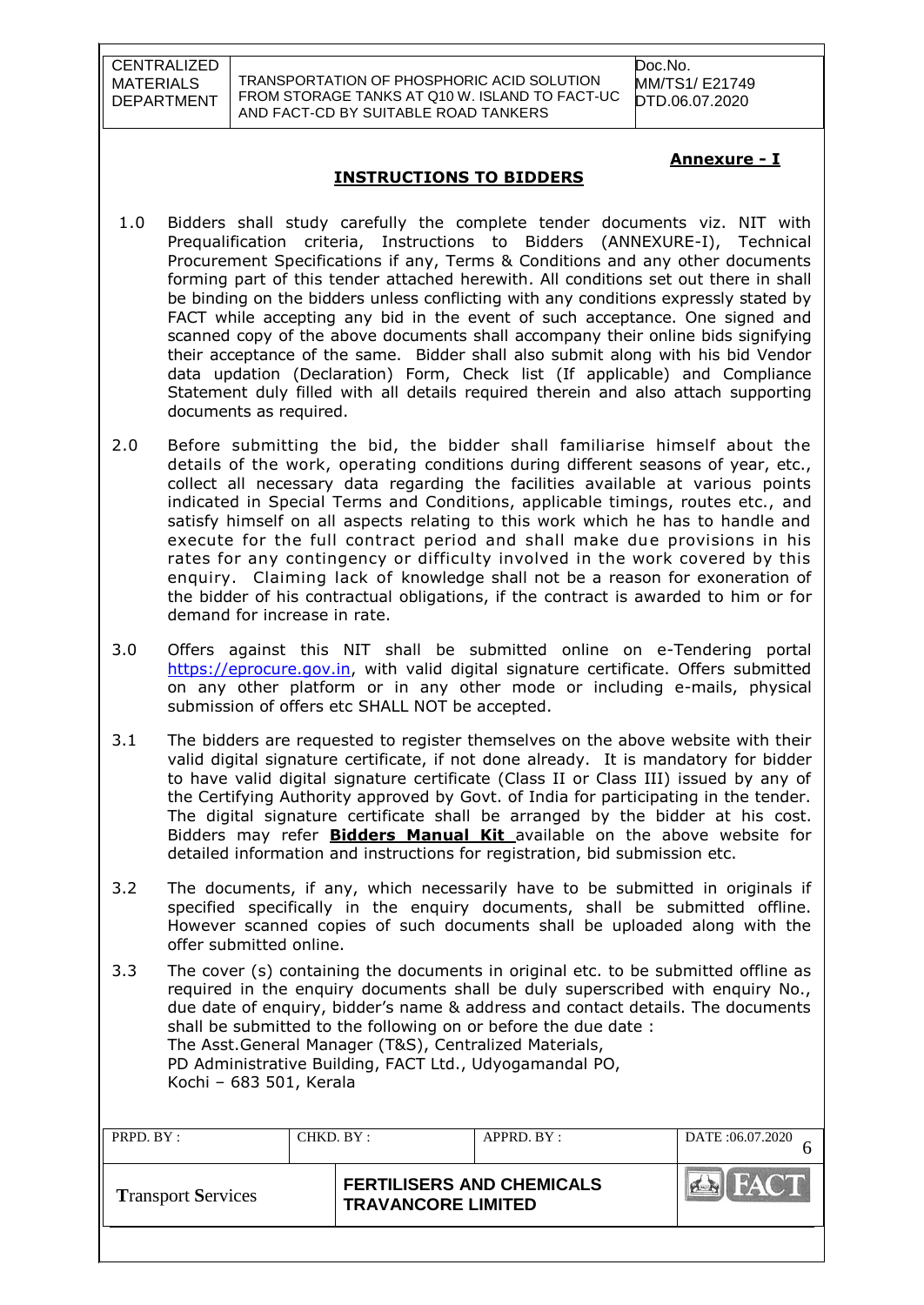**Annexure - I**

## INSTRUCTIONS TO BIDDERS

1.0 Bidders shall study carefully the complete tender documents viz. NIT with Prequalification criteria, Instructions to Bidders (ANNEXURE-I), Technical Procurement Specifications if any, Terms & Conditions and any other documents forming part of this tender attached herewith. All conditions set out there in shall be binding on the bidders unless conflicting with any conditions expressly stated by FACT while accepting any bid in the event of such acceptance. One signed and scanned copy of the above documents shall accompany their online bids signifying their acceptance of the same. Bidder shall also submit along with his bid Vendor data updation (Declaration) Form, Check list (If applicable) and Compliance Statement duly filled with all details required therein and also attach supporting documents as required.

2.0 Before submitting the bid, the bidder shall familiarise himself about the details of the work, operating conditions during different seasons of year, etc., collect all necessary data regarding the facilities available at various points indicated in Special Terms and Conditions, applicable timings, routes etc., and satisfy himself on all aspects relating to this work which he has to handle and execute for the full contract period and shall make due provisions in his rates for any contingency or difficulty involved in the work covered by this enquiry. Claiming lack of knowledge shall not be a reason for exoneration of the bidder of his contractual obligations, if the contract is awarded to him or for demand for increase in rate.

3.0 Offers against this NIT shall be submitted online on e-Tendering portal https://eprocure.gov.in, with valid digital signature certificate. Offers submitted on any other platform or in any other mode or including e-mails, physical submission of offers etc SHALL NOT be accepted.

3.1 The bidders are requested to register themselves on the above website with their valid digital signature certificate, if not done already. It is mandatory for bidder to have valid digital signature certificate (Class II or Class III) issued by any of the Certifying Authority approved by Govt. of India for participating in the tender. The digital signature certificate shall be arranged by the bidder at his cost. Bidders may refer **Bidders Manual Kit** available on the above website for detailed information and instructions for registration, bid submission etc.

3.2 The documents, if any, which necessarily have to be submitted in originals if specified specifically in the enquiry documents, shall be submitted offline. However scanned copies of such documents shall be uploaded along with the offer submitted online.

3.3 The cover (s) containing the documents in original etc. to be submitted offline as required in the enquiry documents shall be duly superscribed with enquiry No., due date of enquiry, bidder's name & address and contact details. The documents shall be submitted to the following on or before the due date :
The Asst.General Manager (T&S), Centralized Materials,
PD Administrative Building, FACT Ltd., Udyogamandal PO,
Kochi – 683 501, Kerala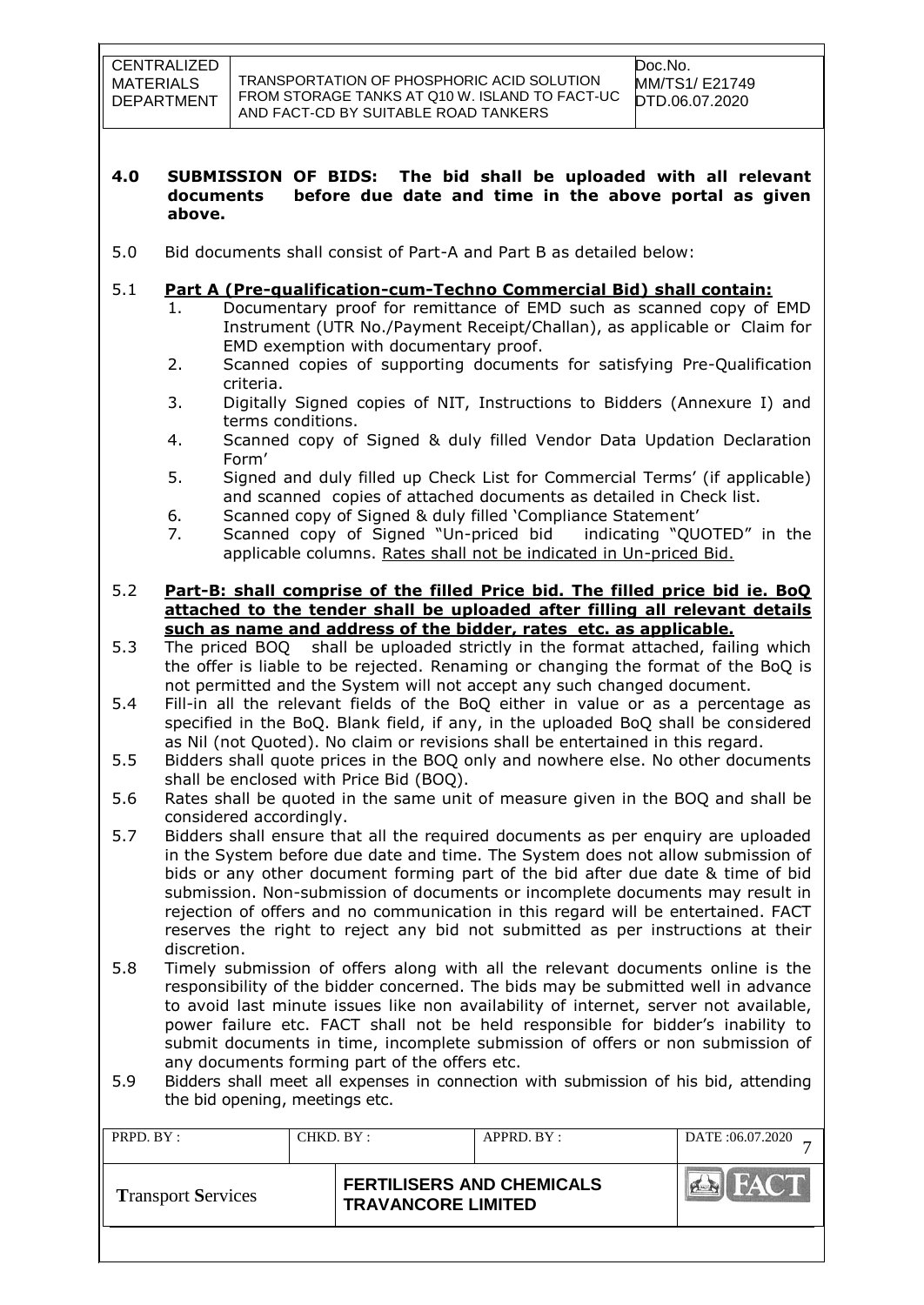**4.0 SUBMISSION OF BIDS: The bid shall be uploaded with all relevant documents before due date and time in the above portal as given above.**

5.0 Bid documents shall consist of Part-A and Part B as detailed below:

5.1 **Part A (Pre-qualification-cum-Techno Commercial Bid) shall contain:**

1. Documentary proof for remittance of EMD such as scanned copy of EMD Instrument (UTR No./Payment Receipt/Challan), as applicable or Claim for EMD exemption with documentary proof.
2. Scanned copies of supporting documents for satisfying Pre-Qualification criteria.
3. Digitally Signed copies of NIT, Instructions to Bidders (Annexure I) and terms conditions.
4. Scanned copy of Signed & duly filled Vendor Data Updation Declaration Form'
5. Signed and duly filled up Check List for Commercial Terms' (if applicable) and scanned copies of attached documents as detailed in Check list.
6. Scanned copy of Signed & duly filled 'Compliance Statement'
7. Scanned copy of Signed "Un-priced bid indicating "QUOTED" in the applicable columns. Rates shall not be indicated in Un-priced Bid.

5.2 **Part-B: shall comprise of the filled Price bid. The filled price bid ie. BoQ attached to the tender shall be uploaded after filling all relevant details such as name and address of the bidder, rates etc. as applicable.**

5.3 The priced BOQ shall be uploaded strictly in the format attached, failing which the offer is liable to be rejected. Renaming or changing the format of the BoQ is not permitted and the System will not accept any such changed document.

5.4 Fill-in all the relevant fields of the BoQ either in value or as a percentage as specified in the BoQ. Blank field, if any, in the uploaded BoQ shall be considered as Nil (not Quoted). No claim or revisions shall be entertained in this regard.

5.5 Bidders shall quote prices in the BOQ only and nowhere else. No other documents shall be enclosed with Price Bid (BOQ).

5.6 Rates shall be quoted in the same unit of measure given in the BOQ and shall be considered accordingly.

5.7 Bidders shall ensure that all the required documents as per enquiry are uploaded in the System before due date and time. The System does not allow submission of bids or any other document forming part of the bid after due date & time of bid submission. Non-submission of documents or incomplete documents may result in rejection of offers and no communication in this regard will be entertained. FACT reserves the right to reject any bid not submitted as per instructions at their discretion.

5.8 Timely submission of offers along with all the relevant documents online is the responsibility of the bidder concerned. The bids may be submitted well in advance to avoid last minute issues like non availability of internet, server not available, power failure etc. FACT shall not be held responsible for bidder's inability to submit documents in time, incomplete submission of offers or non submission of any documents forming part of the offers etc.

5.9 Bidders shall meet all expenses in connection with submission of his bid, attending the bid opening, meetings etc.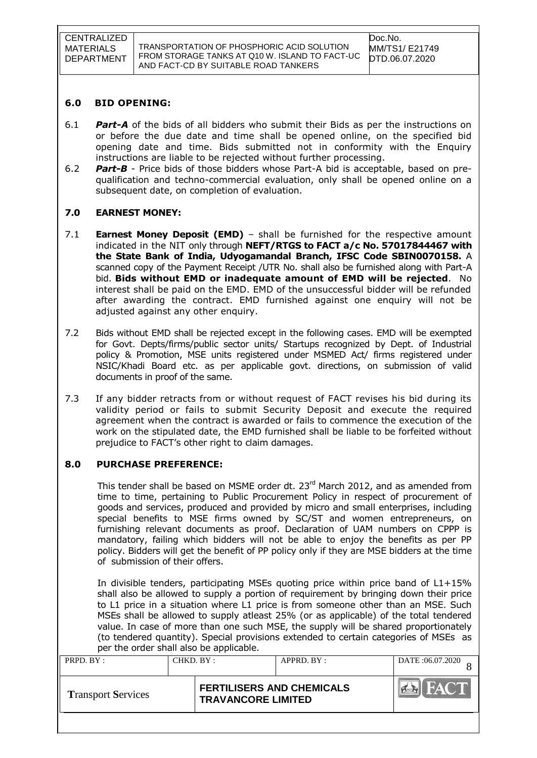## 6.0 BID OPENING:

6.1 ***Part-A*** of the bids of all bidders who submit their Bids as per the instructions on or before the due date and time shall be opened online, on the specified bid opening date and time. Bids submitted not in conformity with the Enquiry instructions are liable to be rejected without further processing.

6.2 ***Part-B*** - Price bids of those bidders whose Part-A bid is acceptable, based on pre-qualification and techno-commercial evaluation, only shall be opened online on a subsequent date, on completion of evaluation.

## 7.0 EARNEST MONEY:

7.1 **Earnest Money Deposit (EMD)** – shall be furnished for the respective amount indicated in the NIT only through **NEFT/RTGS to FACT a/c No. 57017844467 with the State Bank of India, Udyogamandal Branch, IFSC Code SBIN0070158.** A scanned copy of the Payment Receipt /UTR No. shall also be furnished along with Part-A bid. **Bids without EMD or inadequate amount of EMD will be rejected**. No interest shall be paid on the EMD. EMD of the unsuccessful bidder will be refunded after awarding the contract. EMD furnished against one enquiry will not be adjusted against any other enquiry.

7.2 Bids without EMD shall be rejected except in the following cases. EMD will be exempted for Govt. Depts/firms/public sector units/ Startups recognized by Dept. of Industrial policy & Promotion, MSE units registered under MSMED Act/ firms registered under NSIC/Khadi Board etc. as per applicable govt. directions, on submission of valid documents in proof of the same.

7.3 If any bidder retracts from or without request of FACT revises his bid during its validity period or fails to submit Security Deposit and execute the required agreement when the contract is awarded or fails to commence the execution of the work on the stipulated date, the EMD furnished shall be liable to be forfeited without prejudice to FACT's other right to claim damages.

## 8.0 PURCHASE PREFERENCE:

This tender shall be based on MSME order dt. 23rd March 2012, and as amended from time to time, pertaining to Public Procurement Policy in respect of procurement of goods and services, produced and provided by micro and small enterprises, including special benefits to MSE firms owned by SC/ST and women entrepreneurs, on furnishing relevant documents as proof. Declaration of UAM numbers on CPPP is mandatory, failing which bidders will not be able to enjoy the benefits as per PP policy. Bidders will get the benefit of PP policy only if they are MSE bidders at the time of submission of their offers.

In divisible tenders, participating MSEs quoting price within price band of L1+15% shall also be allowed to supply a portion of requirement by bringing down their price to L1 price in a situation where L1 price is from someone other than an MSE. Such MSEs shall be allowed to supply atleast 25% (or as applicable) of the total tendered value. In case of more than one such MSE, the supply will be shared proportionately (to tendered quantity). Special provisions extended to certain categories of MSEs as per the order shall also be applicable.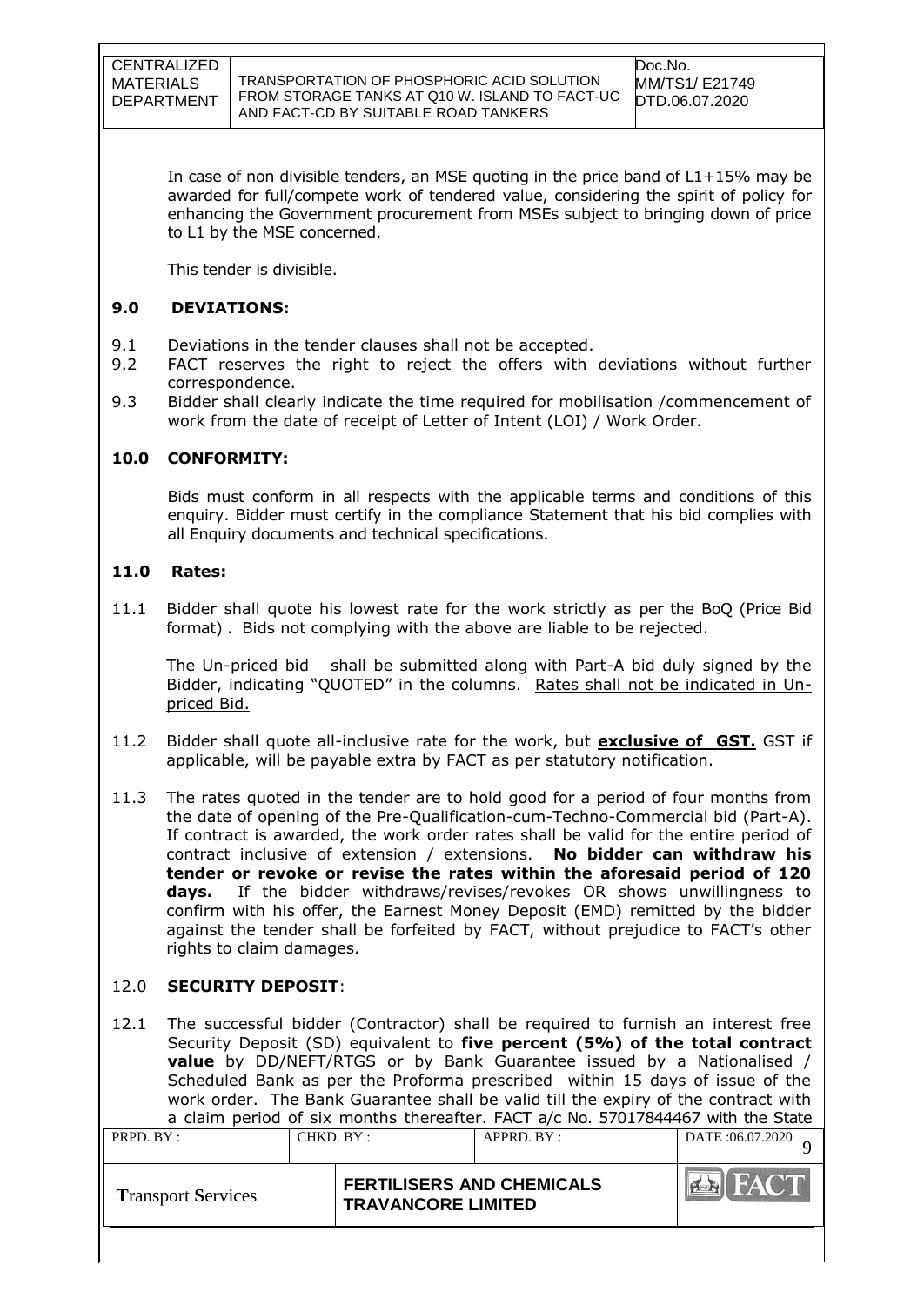In case of non divisible tenders, an MSE quoting in the price band of L1+15% may be awarded for full/compete work of tendered value, considering the spirit of policy for enhancing the Government procurement from MSEs subject to bringing down of price to L1 by the MSE concerned.

This tender is divisible.

## 9.0 DEVIATIONS:

9.1 Deviations in the tender clauses shall not be accepted.

9.2 FACT reserves the right to reject the offers with deviations without further correspondence.

9.3 Bidder shall clearly indicate the time required for mobilisation /commencement of work from the date of receipt of Letter of Intent (LOI) / Work Order.

## 10.0 CONFORMITY:

Bids must conform in all respects with the applicable terms and conditions of this enquiry. Bidder must certify in the compliance Statement that his bid complies with all Enquiry documents and technical specifications.

## 11.0 Rates:

11.1 Bidder shall quote his lowest rate for the work strictly as per the BoQ (Price Bid format) . Bids not complying with the above are liable to be rejected.

The Un-priced bid shall be submitted along with Part-A bid duly signed by the Bidder, indicating "QUOTED" in the columns. Rates shall not be indicated in Un-priced Bid.

11.2 Bidder shall quote all-inclusive rate for the work, but **exclusive of GST.** GST if applicable, will be payable extra by FACT as per statutory notification.

11.3 The rates quoted in the tender are to hold good for a period of four months from the date of opening of the Pre-Qualification-cum-Techno-Commercial bid (Part-A). If contract is awarded, the work order rates shall be valid for the entire period of contract inclusive of extension / extensions. **No bidder can withdraw his tender or revoke or revise the rates within the aforesaid period of 120 days.** If the bidder withdraws/revises/revokes OR shows unwillingness to confirm with his offer, the Earnest Money Deposit (EMD) remitted by the bidder against the tender shall be forfeited by FACT, without prejudice to FACT's other rights to claim damages.

## 12.0 SECURITY DEPOSIT:

12.1 The successful bidder (Contractor) shall be required to furnish an interest free Security Deposit (SD) equivalent to **five percent (5%) of the total contract value** by DD/NEFT/RTGS or by Bank Guarantee issued by a Nationalised / Scheduled Bank as per the Proforma prescribed within 15 days of issue of the work order. The Bank Guarantee shall be valid till the expiry of the contract with a claim period of six months thereafter. FACT a/c No. 57017844467 with the State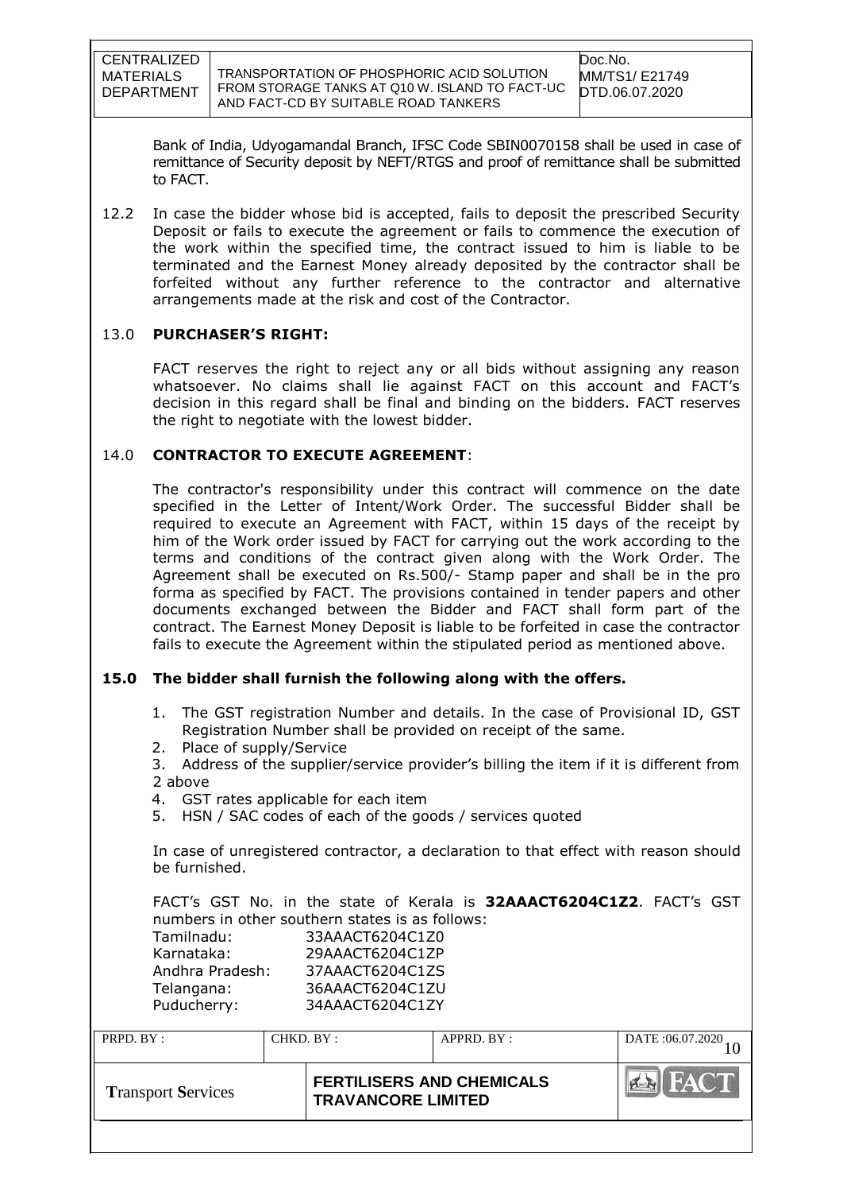Bank of India, Udyogamandal Branch, IFSC Code SBIN0070158 shall be used in case of remittance of Security deposit by NEFT/RTGS and proof of remittance shall be submitted to FACT.

12.2 In case the bidder whose bid is accepted, fails to deposit the prescribed Security Deposit or fails to execute the agreement or fails to commence the execution of the work within the specified time, the contract issued to him is liable to be terminated and the Earnest Money already deposited by the contractor shall be forfeited without any further reference to the contractor and alternative arrangements made at the risk and cost of the Contractor.

## 13.0 PURCHASER'S RIGHT:

FACT reserves the right to reject any or all bids without assigning any reason whatsoever. No claims shall lie against FACT on this account and FACT's decision in this regard shall be final and binding on the bidders. FACT reserves the right to negotiate with the lowest bidder.

## 14.0 CONTRACTOR TO EXECUTE AGREEMENT:

The contractor's responsibility under this contract will commence on the date specified in the Letter of Intent/Work Order. The successful Bidder shall be required to execute an Agreement with FACT, within 15 days of the receipt by him of the Work order issued by FACT for carrying out the work according to the terms and conditions of the contract given along with the Work Order. The Agreement shall be executed on Rs.500/- Stamp paper and shall be in the pro forma as specified by FACT. The provisions contained in tender papers and other documents exchanged between the Bidder and FACT shall form part of the contract. The Earnest Money Deposit is liable to be forfeited in case the contractor fails to execute the Agreement within the stipulated period as mentioned above.

## 15.0 The bidder shall furnish the following along with the offers.

1. The GST registration Number and details. In the case of Provisional ID, GST Registration Number shall be provided on receipt of the same.
2. Place of supply/Service
3. Address of the supplier/service provider's billing the item if it is different from 2 above
4. GST rates applicable for each item
5. HSN / SAC codes of each of the goods / services quoted

In case of unregistered contractor, a declaration to that effect with reason should be furnished.

FACT's GST No. in the state of Kerala is **32AAACT6204C1Z2**. FACT's GST numbers in other southern states is as follows:

| | |
|---|---|
| Tamilnadu: | 33AAACT6204C1Z0 |
| Karnataka: | 29AAACT6204C1ZP |
| Andhra Pradesh: | 37AAACT6204C1ZS |
| Telangana: | 36AAACT6204C1ZU |
| Puducherry: | 34AAACT6204C1ZY |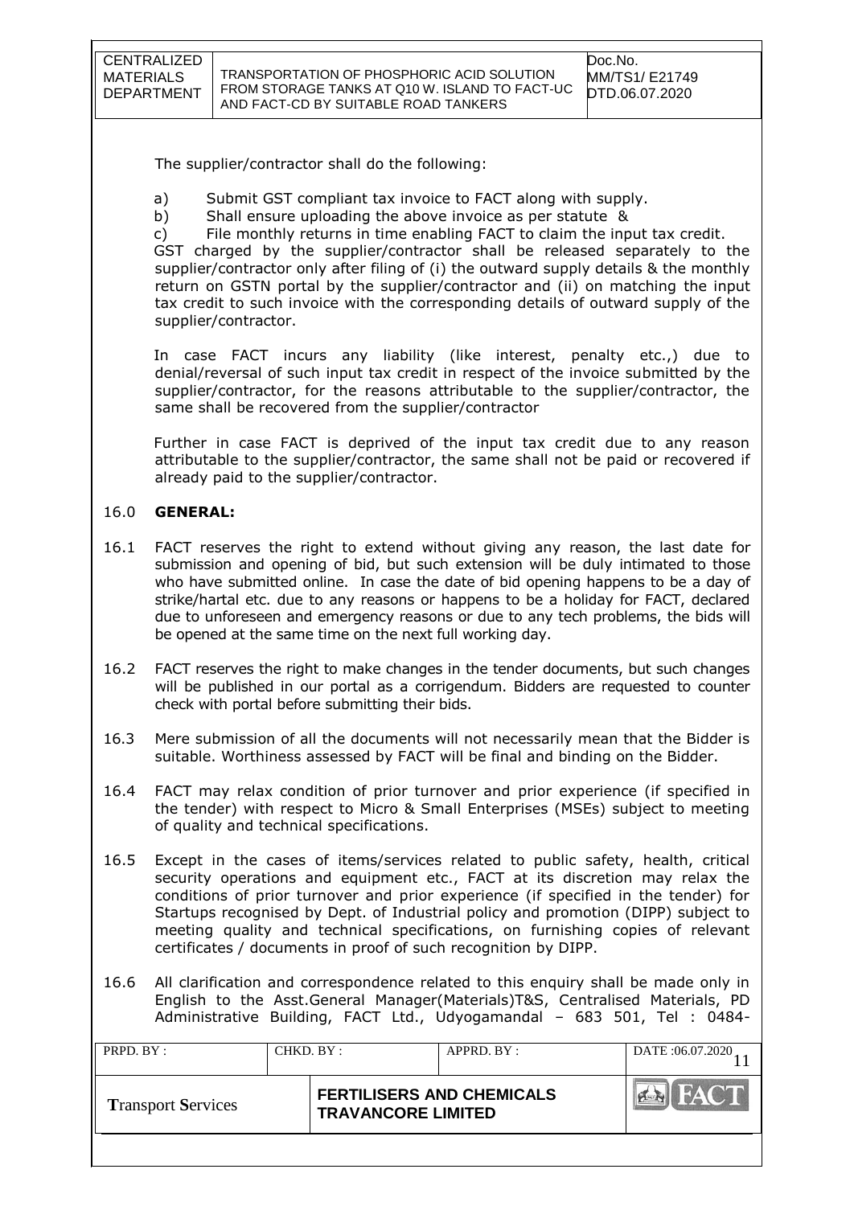The supplier/contractor shall do the following:

a) Submit GST compliant tax invoice to FACT along with supply.
b) Shall ensure uploading the above invoice as per statute &
c) File monthly returns in time enabling FACT to claim the input tax credit.

GST charged by the supplier/contractor shall be released separately to the supplier/contractor only after filing of (i) the outward supply details & the monthly return on GSTN portal by the supplier/contractor and (ii) on matching the input tax credit to such invoice with the corresponding details of outward supply of the supplier/contractor.

In case FACT incurs any liability (like interest, penalty etc.,) due to denial/reversal of such input tax credit in respect of the invoice submitted by the supplier/contractor, for the reasons attributable to the supplier/contractor, the same shall be recovered from the supplier/contractor

Further in case FACT is deprived of the input tax credit due to any reason attributable to the supplier/contractor, the same shall not be paid or recovered if already paid to the supplier/contractor.

## 16.0 GENERAL:

16.1 FACT reserves the right to extend without giving any reason, the last date for submission and opening of bid, but such extension will be duly intimated to those who have submitted online. In case the date of bid opening happens to be a day of strike/hartal etc. due to any reasons or happens to be a holiday for FACT, declared due to unforeseen and emergency reasons or due to any tech problems, the bids will be opened at the same time on the next full working day.

16.2 FACT reserves the right to make changes in the tender documents, but such changes will be published in our portal as a corrigendum. Bidders are requested to counter check with portal before submitting their bids.

16.3 Mere submission of all the documents will not necessarily mean that the Bidder is suitable. Worthiness assessed by FACT will be final and binding on the Bidder.

16.4 FACT may relax condition of prior turnover and prior experience (if specified in the tender) with respect to Micro & Small Enterprises (MSEs) subject to meeting of quality and technical specifications.

16.5 Except in the cases of items/services related to public safety, health, critical security operations and equipment etc., FACT at its discretion may relax the conditions of prior turnover and prior experience (if specified in the tender) for Startups recognised by Dept. of Industrial policy and promotion (DIPP) subject to meeting quality and technical specifications, on furnishing copies of relevant certificates / documents in proof of such recognition by DIPP.

16.6 All clarification and correspondence related to this enquiry shall be made only in English to the Asst.General Manager(Materials)T&S, Centralised Materials, PD Administrative Building, FACT Ltd., Udyogamandal – 683 501, Tel : 0484-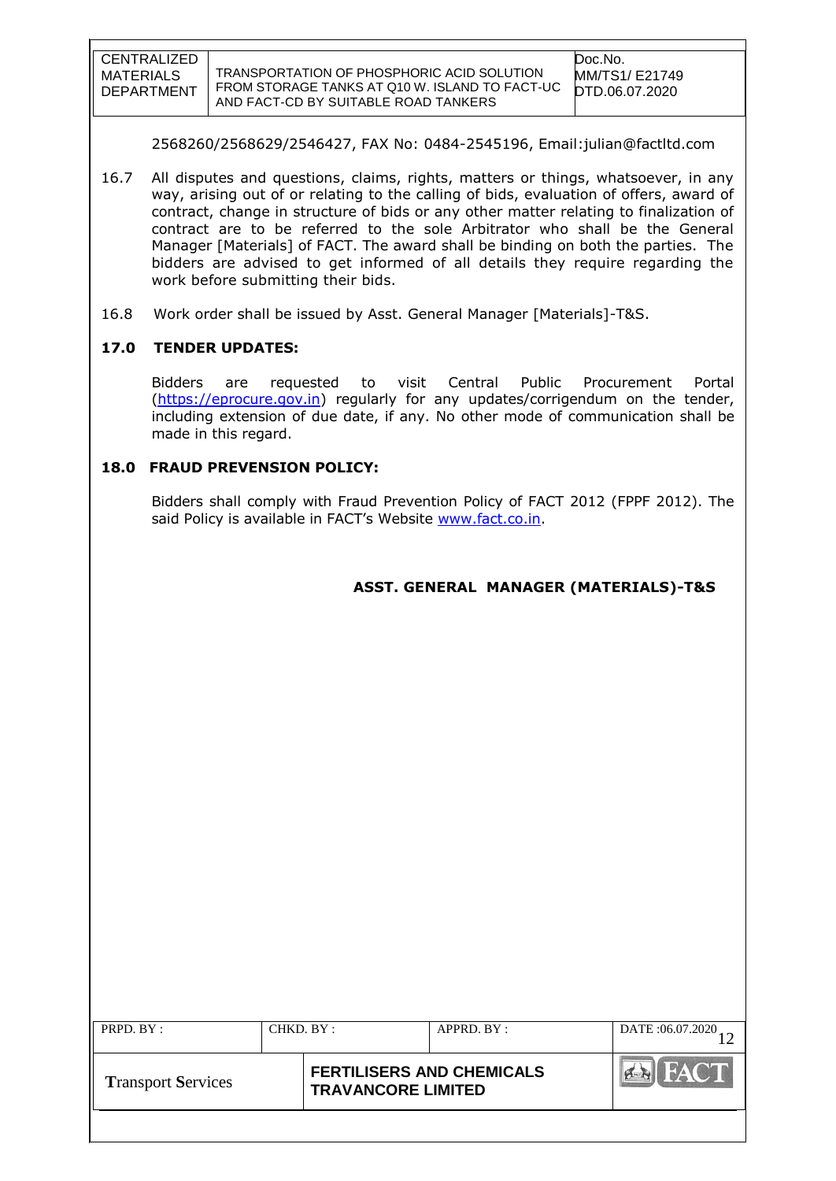2568260/2568629/2546427, FAX No: 0484-2545196, Email:julian@factltd.com

16.7 All disputes and questions, claims, rights, matters or things, whatsoever, in any way, arising out of or relating to the calling of bids, evaluation of offers, award of contract, change in structure of bids or any other matter relating to finalization of contract are to be referred to the sole Arbitrator who shall be the General Manager [Materials] of FACT. The award shall be binding on both the parties. The bidders are advised to get informed of all details they require regarding the work before submitting their bids.

16.8 Work order shall be issued by Asst. General Manager [Materials]-T&S.

## 17.0 TENDER UPDATES:

Bidders are requested to visit Central Public Procurement Portal (https://eprocure.gov.in) regularly for any updates/corrigendum on the tender, including extension of due date, if any. No other mode of communication shall be made in this regard.

## 18.0 FRAUD PREVENSION POLICY:

Bidders shall comply with Fraud Prevention Policy of FACT 2012 (FPPF 2012). The said Policy is available in FACT's Website www.fact.co.in.

**ASST. GENERAL MANAGER (MATERIALS)-T&S**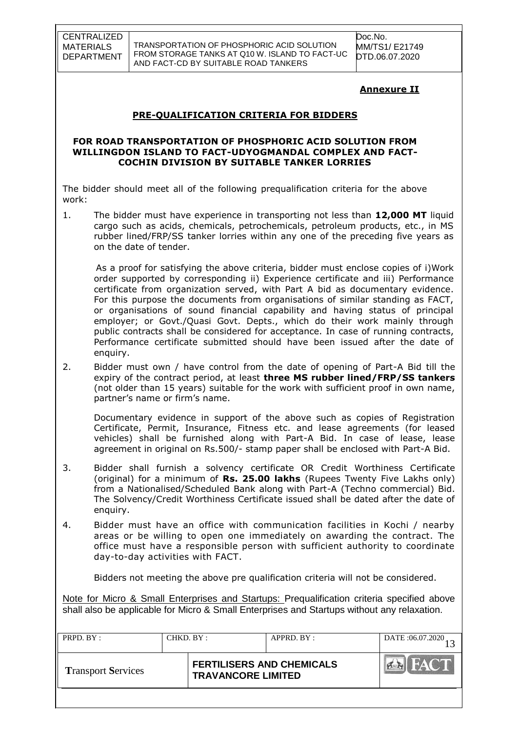## Annexure II

### PRE-QUALIFICATION CRITERIA FOR BIDDERS

### FOR ROAD TRANSPORTATION OF PHOSPHORIC ACID SOLUTION FROM WILLINGDON ISLAND TO FACT-UDYOGMANDAL COMPLEX AND FACT-COCHIN DIVISION BY SUITABLE TANKER LORRIES

The bidder should meet all of the following prequalification criteria for the above work:

1. The bidder must have experience in transporting not less than **12,000 MT** liquid cargo such as acids, chemicals, petrochemicals, petroleum products, etc., in MS rubber lined/FRP/SS tanker lorries within any one of the preceding five years as on the date of tender.

   As a proof for satisfying the above criteria, bidder must enclose copies of i)Work order supported by corresponding ii) Experience certificate and iii) Performance certificate from organization served, with Part A bid as documentary evidence. For this purpose the documents from organisations of similar standing as FACT, or organisations of sound financial capability and having status of principal employer; or Govt./Quasi Govt. Depts., which do their work mainly through public contracts shall be considered for acceptance. In case of running contracts, Performance certificate submitted should have been issued after the date of enquiry.

2. Bidder must own / have control from the date of opening of Part-A Bid till the expiry of the contract period, at least **three MS rubber lined/FRP/SS tankers** (not older than 15 years) suitable for the work with sufficient proof in own name, partner's name or firm's name.

   Documentary evidence in support of the above such as copies of Registration Certificate, Permit, Insurance, Fitness etc. and lease agreements (for leased vehicles) shall be furnished along with Part-A Bid. In case of lease, lease agreement in original on Rs.500/- stamp paper shall be enclosed with Part-A Bid.

3. Bidder shall furnish a solvency certificate OR Credit Worthiness Certificate (original) for a minimum of **Rs. 25.00 lakhs** (Rupees Twenty Five Lakhs only) from a Nationalised/Scheduled Bank along with Part-A (Techno commercial) Bid. The Solvency/Credit Worthiness Certificate issued shall be dated after the date of enquiry.

4. Bidder must have an office with communication facilities in Kochi / nearby areas or be willing to open one immediately on awarding the contract. The office must have a responsible person with sufficient authority to coordinate day-to-day activities with FACT.

   Bidders not meeting the above pre qualification criteria will not be considered.

Note for Micro & Small Enterprises and Startups: Prequalification criteria specified above shall also be applicable for Micro & Small Enterprises and Startups without any relaxation.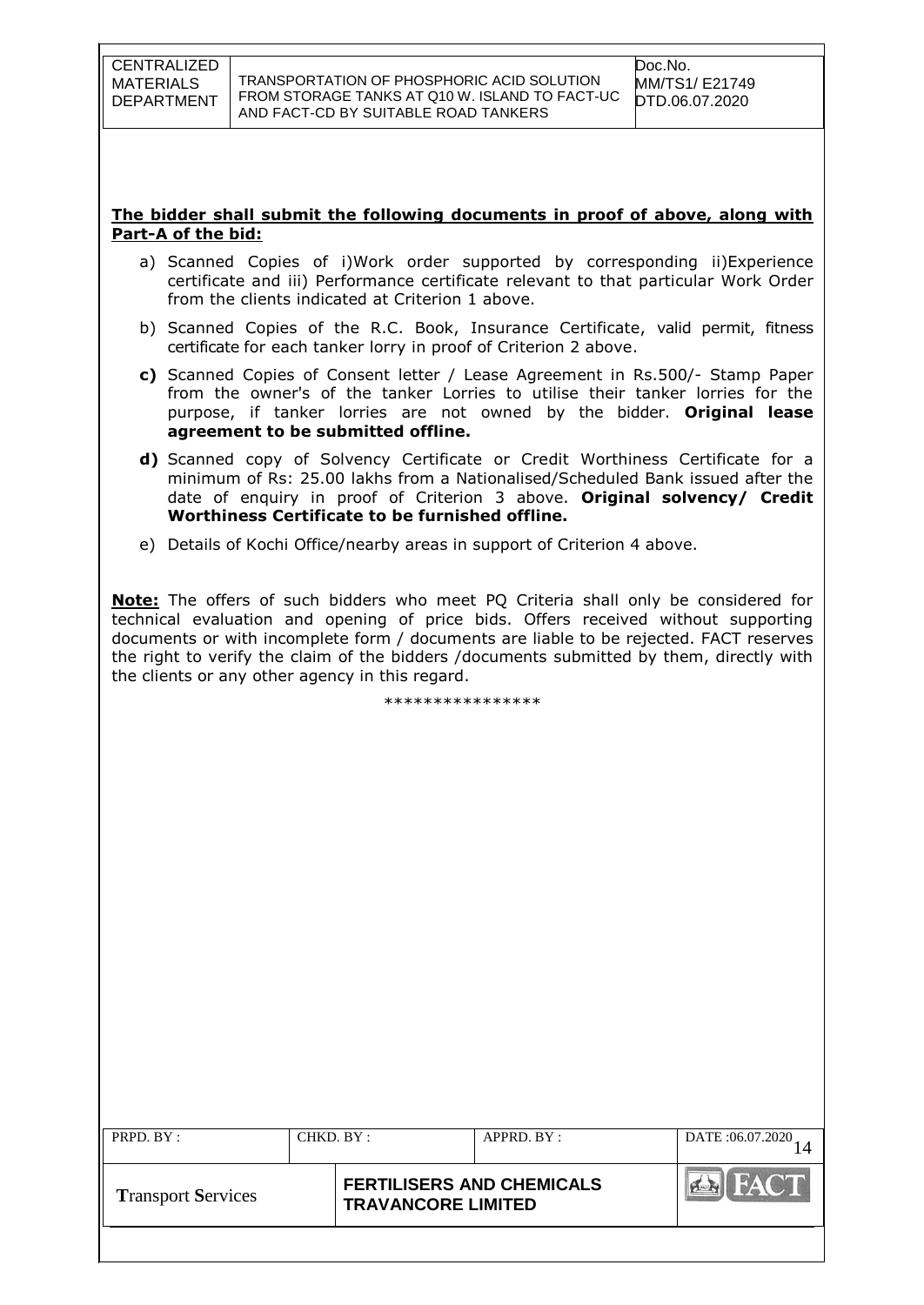**The bidder shall submit the following documents in proof of above, along with Part-A of the bid:**

a) Scanned Copies of i)Work order supported by corresponding ii)Experience certificate and iii) Performance certificate relevant to that particular Work Order from the clients indicated at Criterion 1 above.

b) Scanned Copies of the R.C. Book, Insurance Certificate, valid permit, fitness certificate for each tanker lorry in proof of Criterion 2 above.

**c)** Scanned Copies of Consent letter / Lease Agreement in Rs.500/- Stamp Paper from the owner's of the tanker Lorries to utilise their tanker lorries for the purpose, if tanker lorries are not owned by the bidder. **Original lease agreement to be submitted offline.**

**d)** Scanned copy of Solvency Certificate or Credit Worthiness Certificate for a minimum of Rs: 25.00 lakhs from a Nationalised/Scheduled Bank issued after the date of enquiry in proof of Criterion 3 above. **Original solvency/ Credit Worthiness Certificate to be furnished offline.**

e) Details of Kochi Office/nearby areas in support of Criterion 4 above.

**Note:** The offers of such bidders who meet PQ Criteria shall only be considered for technical evaluation and opening of price bids. Offers received without supporting documents or with incomplete form / documents are liable to be rejected. FACT reserves the right to verify the claim of the bidders /documents submitted by them, directly with the clients or any other agency in this regard.

\*\*\*\*\*\*\*\*\*\*\*\*\*\*\*\*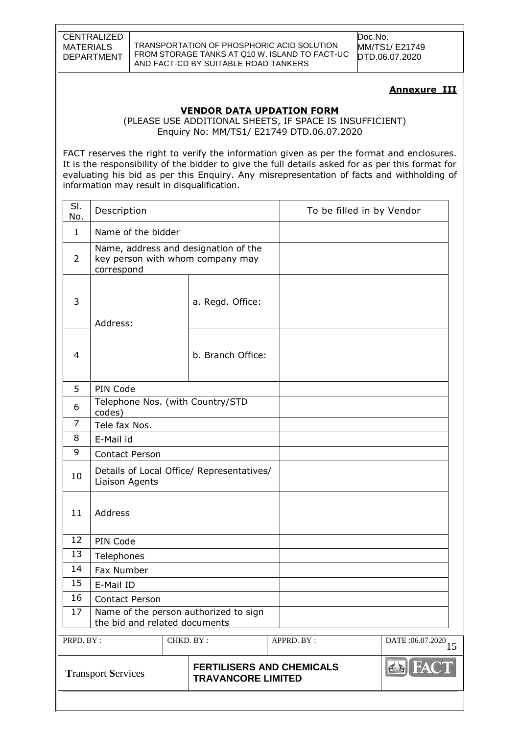**Annexure III**

**VENDOR DATA UPDATION FORM**

(PLEASE USE ADDITIONAL SHEETS, IF SPACE IS INSUFFICIENT)

Enquiry No: MM/TS1/ E21749 DTD.06.07.2020

FACT reserves the right to verify the information given as per the format and enclosures. It is the responsibility of the bidder to give the full details asked for as per this format for evaluating his bid as per this Enquiry. Any misrepresentation of facts and withholding of information may result in disqualification.

| Sl. No. | Description | | To be filled in by Vendor |
|---|---|---|---|
| 1 | Name of the bidder | | |
| 2 | Name, address and designation of the key person with whom company may correspond | | |
| 3 | Address: | a. Regd. Office: | |
| 4 | | b. Branch Office: | |
| 5 | PIN Code | | |
| 6 | Telephone Nos. (with Country/STD codes) | | |
| 7 | Tele fax Nos. | | |
| 8 | E-Mail id | | |
| 9 | Contact Person | | |
| 10 | Details of Local Office/ Representatives/ Liaison Agents | | |
| 11 | Address | | |
| 12 | PIN Code | | |
| 13 | Telephones | | |
| 14 | Fax Number | | |
| 15 | E-Mail ID | | |
| 16 | Contact Person | | |
| 17 | Name of the person authorized to sign the bid and related documents | | |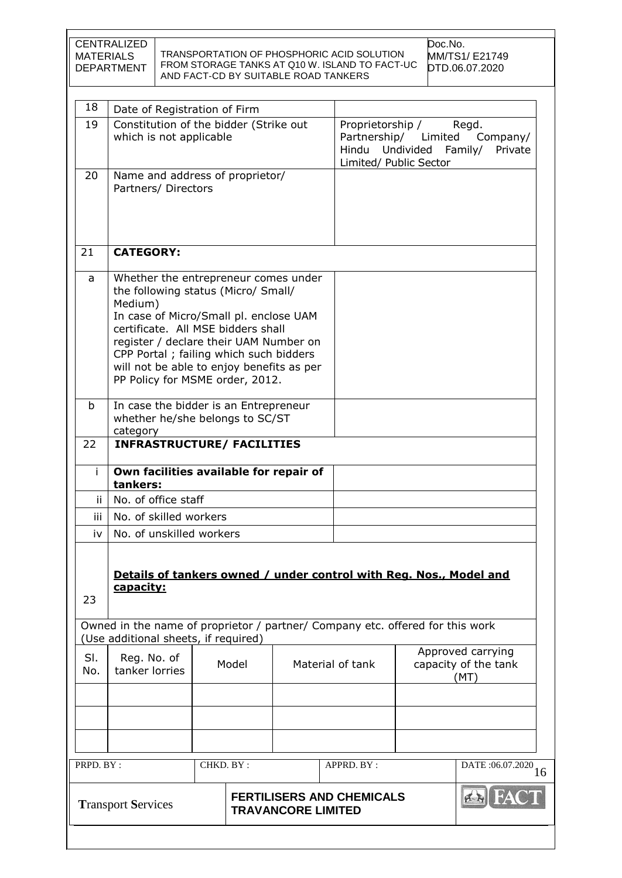| 18 | Date of Registration of Firm | |
|---|---|---|
| 19 | Constitution of the bidder (Strike out which is not applicable | Proprietorship / Regd. Partnership/ Limited Company/ Hindu Undivided Family/ Private Limited/ Public Sector |
| 20 | Name and address of proprietor/ Partners/ Directors | |
| 21 | **CATEGORY:** | |
| a | Whether the entrepreneur comes under the following status (Micro/ Small/ Medium)<br>In case of Micro/Small pl. enclose UAM certificate. All MSE bidders shall register / declare their UAM Number on CPP Portal ; failing which such bidders will not be able to enjoy benefits as per PP Policy for MSME order, 2012. | |
| b | In case the bidder is an Entrepreneur whether he/she belongs to SC/ST category | |
| 22 | **INFRASTRUCTURE/ FACILITIES** | |
| i | **Own facilities available for repair of tankers:** | |
| ii | No. of office staff | |
| iii | No. of skilled workers | |
| iv | No. of unskilled workers | |
| 23 | **<u>Details of tankers owned / under control with Reg. Nos., Model and capacity:</u>** | |

Owned in the name of proprietor / partner/ Company etc. offered for this work (Use additional sheets, if required)

| Sl. No. | Reg. No. of tanker lorries | Model | Material of tank | Approved carrying capacity of the tank (MT) |
|---|---|---|---|---|
| | | | | |
| | | | | |
| | | | | |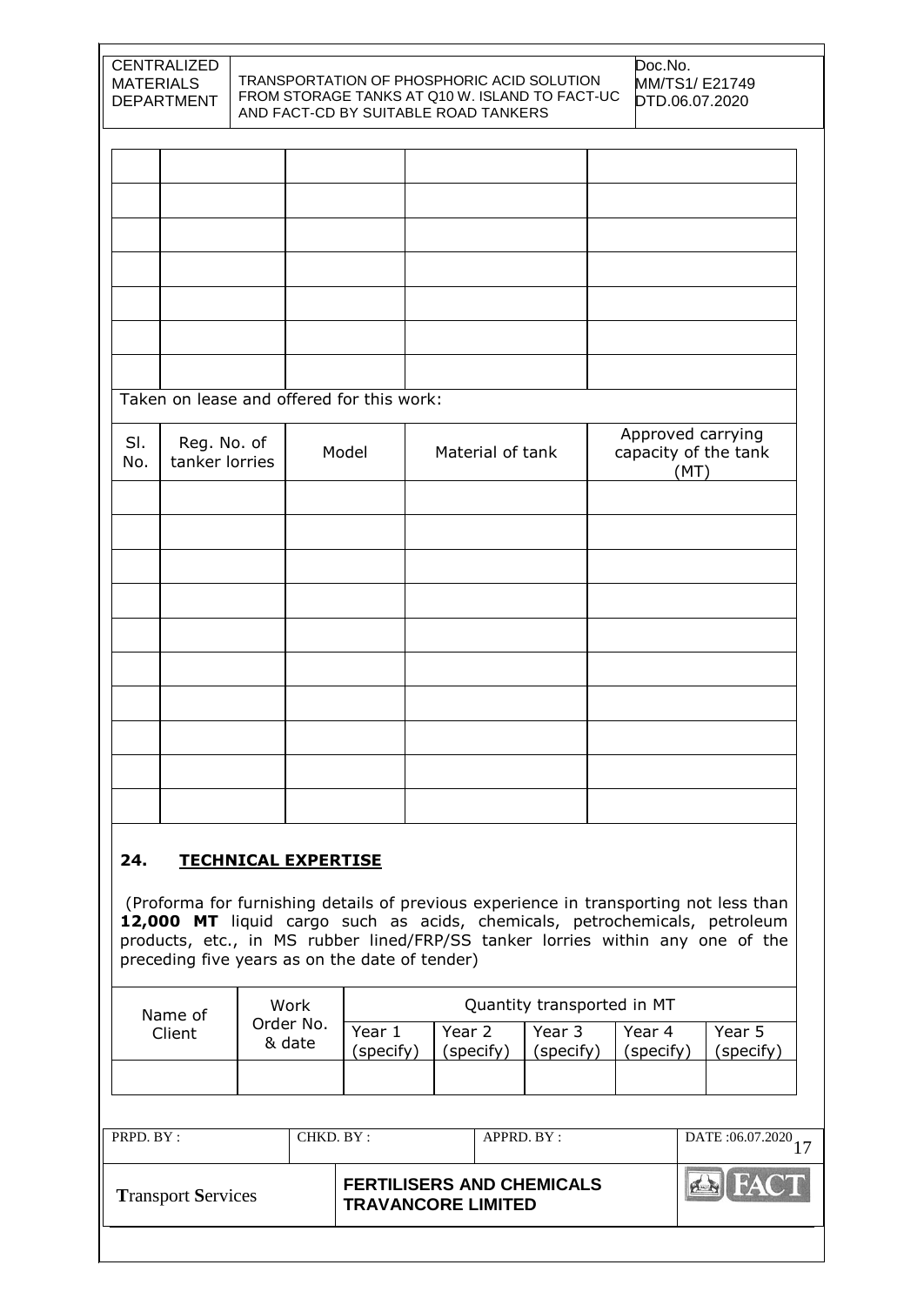| | | | | |
|---|---|---|---|---|
| | | | | |
| | | | | |
| | | | | |
| | | | | |
| | | | | |
| | | | | |
| | | | | |

Taken on lease and offered for this work:

| Sl. No. | Reg. No. of tanker lorries | Model | Material of tank | Approved carrying capacity of the tank (MT) |
|---|---|---|---|---|
| | | | | |
| | | | | |
| | | | | |
| | | | | |
| | | | | |
| | | | | |
| | | | | |
| | | | | |
| | | | | |
| | | | | |

## 24. TECHNICAL EXPERTISE

(Proforma for furnishing details of previous experience in transporting not less than **12,000 MT** liquid cargo such as acids, chemicals, petrochemicals, petroleum products, etc., in MS rubber lined/FRP/SS tanker lorries within any one of the preceding five years as on the date of tender)

| Name of Client | Work Order No. & date | Quantity transported in MT | | | | |
|---|---|---|---|---|---|---|
| | | Year 1 (specify) | Year 2 (specify) | Year 3 (specify) | Year 4 (specify) | Year 5 (specify) |
| | | | | | | |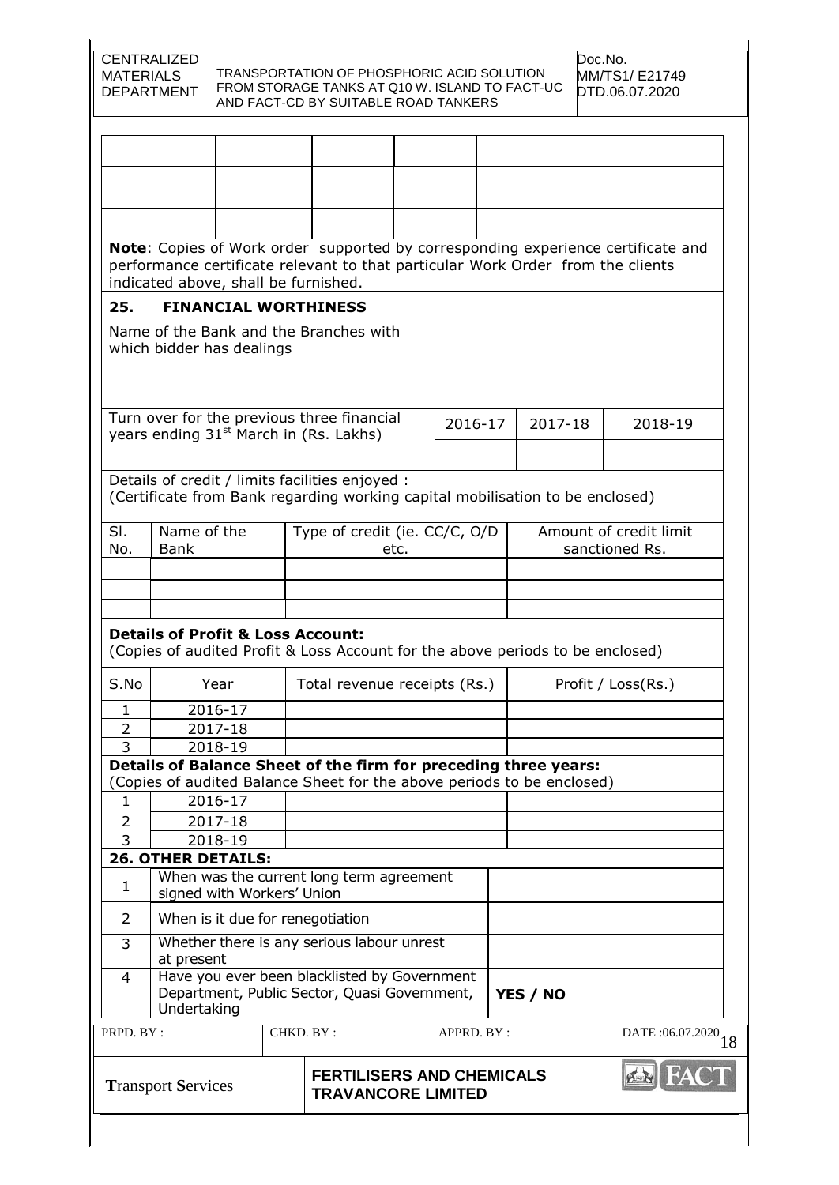| | | | | | | |
|---|---|---|---|---|---|---|
| | | | | | | |
| | | | | | | |
| | | | | | | |

**Note**: Copies of Work order supported by corresponding experience certificate and performance certificate relevant to that particular Work Order from the clients indicated above, shall be furnished.

## 25. FINANCIAL WORTHINESS

| | | | |
|---|---|---|---|
| Name of the Bank and the Branches with which bidder has dealings | | | |
| Turn over for the previous three financial years ending 31st March in (Rs. Lakhs) | 2016-17 | 2017-18 | 2018-19 |
| | | | |

Details of credit / limits facilities enjoyed :
(Certificate from Bank regarding working capital mobilisation to be enclosed)

| Sl. No. | Name of the Bank | Type of credit (ie. CC/C, O/D etc. | Amount of credit limit sanctioned Rs. |
|---|---|---|---|
| | | | |
| | | | |
| | | | |

**Details of Profit & Loss Account:**
(Copies of audited Profit & Loss Account for the above periods to be enclosed)

| S.No | Year | Total revenue receipts (Rs.) | Profit / Loss(Rs.) |
|---|---|---|---|
| 1 | 2016-17 | | |
| 2 | 2017-18 | | |
| 3 | 2018-19 | | |

**Details of Balance Sheet of the firm for preceding three years:**
(Copies of audited Balance Sheet for the above periods to be enclosed)

| | | | |
|---|---|---|---|
| 1 | 2016-17 | | |
| 2 | 2017-18 | | |
| 3 | 2018-19 | | |

## 26. OTHER DETAILS:

| | | |
|---|---|---|
| 1 | When was the current long term agreement signed with Workers' Union | |
| 2 | When is it due for renegotiation | |
| 3 | Whether there is any serious labour unrest at present | |
| 4 | Have you ever been blacklisted by Government Department, Public Sector, Quasi Government, Undertaking | **YES / NO** |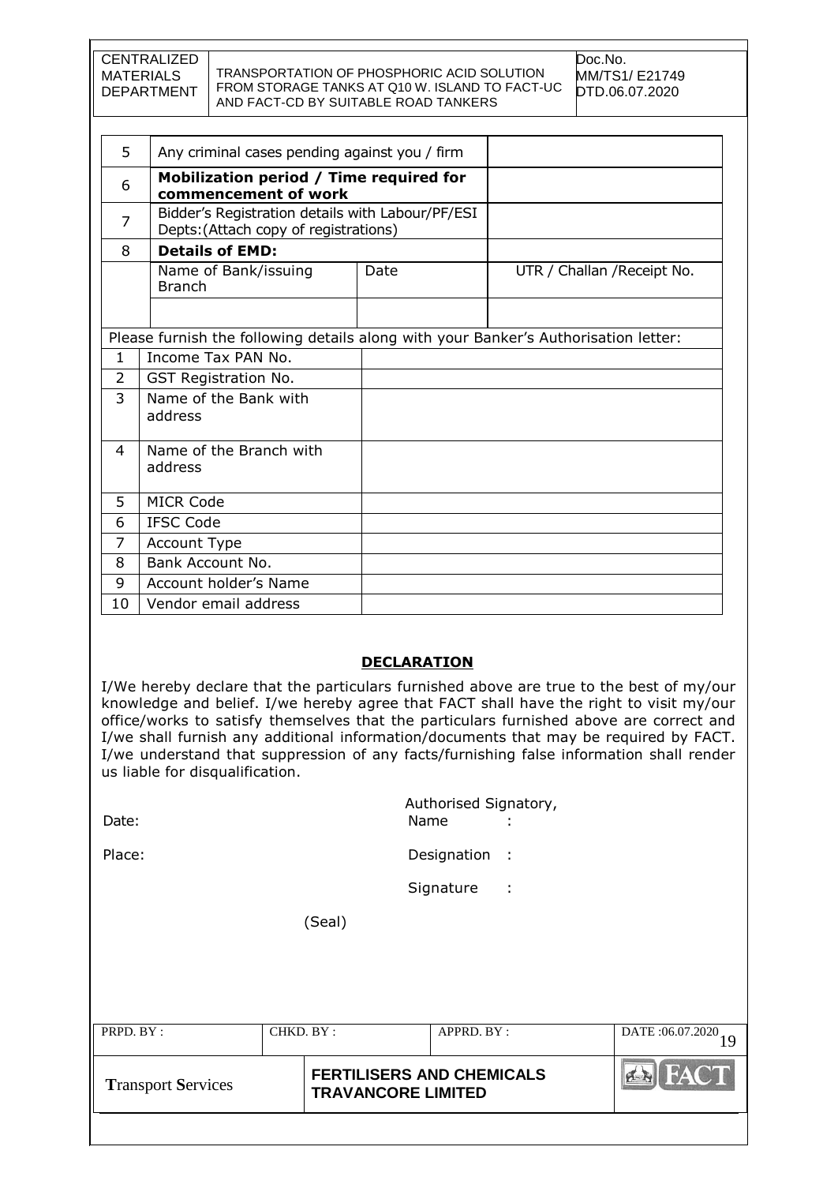| 5 | Any criminal cases pending against you / firm | | |
|---|---|---|---|
| 6 | **Mobilization period / Time required for commencement of work** | | |
| 7 | Bidder's Registration details with Labour/PF/ESI Depts:(Attach copy of registrations) | | |
| 8 | **Details of EMD:** | | |
| | Name of Bank/issuing Branch | Date | UTR / Challan /Receipt No. |
| | | | |

Please furnish the following details along with your Banker's Authorisation letter:

| | | |
|---|---|---|
| 1 | Income Tax PAN No. | |
| 2 | GST Registration No. | |
| 3 | Name of the Bank with address | |
| 4 | Name of the Branch with address | |
| 5 | MICR Code | |
| 6 | IFSC Code | |
| 7 | Account Type | |
| 8 | Bank Account No. | |
| 9 | Account holder's Name | |
| 10 | Vendor email address | |

## DECLARATION

I/We hereby declare that the particulars furnished above are true to the best of my/our knowledge and belief. I/we hereby agree that FACT shall have the right to visit my/our office/works to satisfy themselves that the particulars furnished above are correct and I/we shall furnish any additional information/documents that may be required by FACT. I/we understand that suppression of any facts/furnishing false information shall render us liable for disqualification.

Authorised Signatory,

Date: Name :

Place: Designation :

Signature :

(Seal)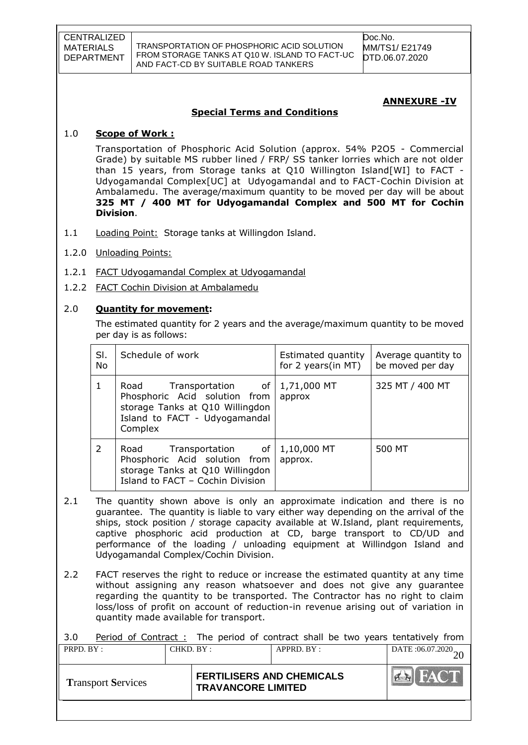## ANNEXURE -IV

### Special Terms and Conditions

1.0 **Scope of Work :**

Transportation of Phosphoric Acid Solution (approx. 54% $P_2O_5$ - Commercial Grade) by suitable MS rubber lined / FRP/ SS tanker lorries which are not older than 15 years, from Storage tanks at Q10 Willington Island[WI] to FACT - Udyogamandal Complex[UC] at Udyogamandal and to FACT-Cochin Division at Ambalamedu. The average/maximum quantity to be moved per day will be about **325 MT / 400 MT for Udyogamandal Complex and 500 MT for Cochin Division**.

1.1 Loading Point: Storage tanks at Willingdon Island.

1.2.0 Unloading Points:

1.2.1 FACT Udyogamandal Complex at Udyogamandal

1.2.2 FACT Cochin Division at Ambalamedu

2.0 **Quantity for movement:**

The estimated quantity for 2 years and the average/maximum quantity to be moved per day is as follows:

| Sl. No | Schedule of work | Estimated quantity for 2 years(in MT) | Average quantity to be moved per day |
|---|---|---|---|
| 1 | Road Transportation of Phosphoric Acid solution from storage Tanks at Q10 Willingdon Island to FACT - Udyogamandal Complex | 1,71,000 MT approx | 325 MT / 400 MT |
| 2 | Road Transportation of Phosphoric Acid solution from storage Tanks at Q10 Willingdon Island to FACT – Cochin Division | 1,10,000 MT approx. | 500 MT |

2.1 The quantity shown above is only an approximate indication and there is no guarantee. The quantity is liable to vary either way depending on the arrival of the ships, stock position / storage capacity available at W.Island, plant requirements, captive phosphoric acid production at CD, barge transport to CD/UD and performance of the loading / unloading equipment at Willindgon Island and Udyogamandal Complex/Cochin Division.

2.2 FACT reserves the right to reduce or increase the estimated quantity at any time without assigning any reason whatsoever and does not give any guarantee regarding the quantity to be transported. The Contractor has no right to claim loss/loss of profit on account of reduction-in revenue arising out of variation in quantity made available for transport.

3.0 Period of Contract : The period of contract shall be two years tentatively from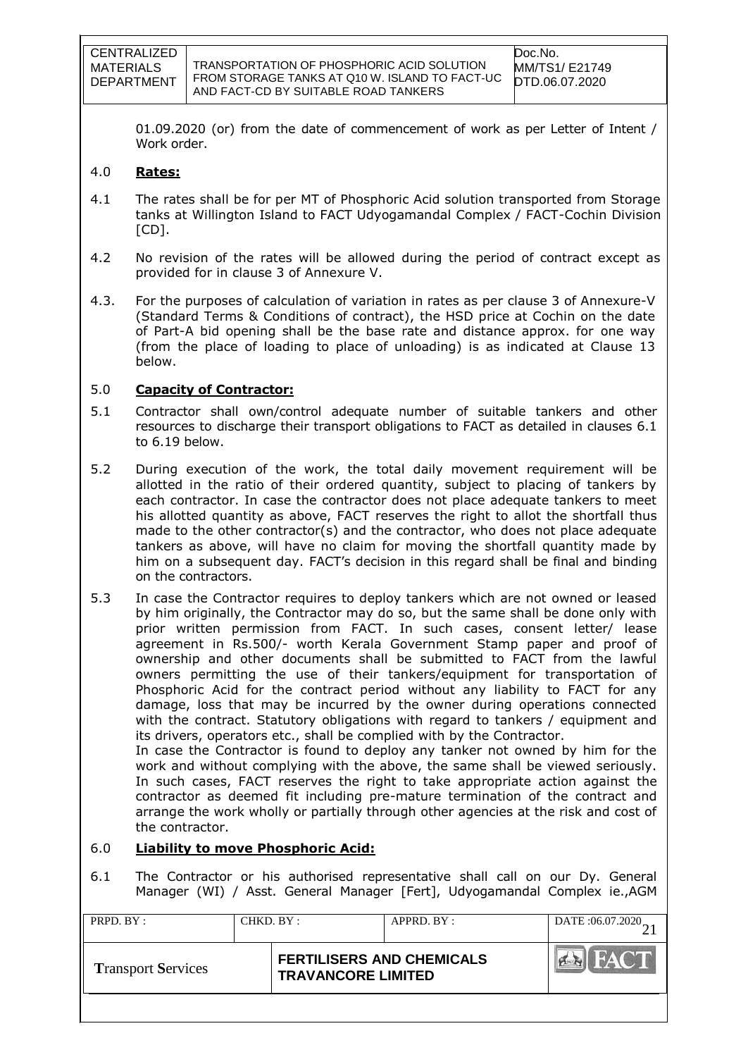01.09.2020 (or) from the date of commencement of work as per Letter of Intent / Work order.

## 4.0 **Rates:**

4.1 The rates shall be for per MT of Phosphoric Acid solution transported from Storage tanks at Willington Island to FACT Udyogamandal Complex / FACT-Cochin Division [CD].

4.2 No revision of the rates will be allowed during the period of contract except as provided for in clause 3 of Annexure V.

4.3. For the purposes of calculation of variation in rates as per clause 3 of Annexure-V (Standard Terms & Conditions of contract), the HSD price at Cochin on the date of Part-A bid opening shall be the base rate and distance approx. for one way (from the place of loading to place of unloading) is as indicated at Clause 13 below.

## 5.0 **Capacity of Contractor:**

5.1 Contractor shall own/control adequate number of suitable tankers and other resources to discharge their transport obligations to FACT as detailed in clauses 6.1 to 6.19 below.

5.2 During execution of the work, the total daily movement requirement will be allotted in the ratio of their ordered quantity, subject to placing of tankers by each contractor. In case the contractor does not place adequate tankers to meet his allotted quantity as above, FACT reserves the right to allot the shortfall thus made to the other contractor(s) and the contractor, who does not place adequate tankers as above, will have no claim for moving the shortfall quantity made by him on a subsequent day. FACT's decision in this regard shall be final and binding on the contractors.

5.3 In case the Contractor requires to deploy tankers which are not owned or leased by him originally, the Contractor may do so, but the same shall be done only with prior written permission from FACT. In such cases, consent letter/ lease agreement in Rs.500/- worth Kerala Government Stamp paper and proof of ownership and other documents shall be submitted to FACT from the lawful owners permitting the use of their tankers/equipment for transportation of Phosphoric Acid for the contract period without any liability to FACT for any damage, loss that may be incurred by the owner during operations connected with the contract. Statutory obligations with regard to tankers / equipment and its drivers, operators etc., shall be complied with by the Contractor.
In case the Contractor is found to deploy any tanker not owned by him for the work and without complying with the above, the same shall be viewed seriously. In such cases, FACT reserves the right to take appropriate action against the contractor as deemed fit including pre-mature termination of the contract and arrange the work wholly or partially through other agencies at the risk and cost of the contractor.

## 6.0 **Liability to move Phosphoric Acid:**

6.1 The Contractor or his authorised representative shall call on our Dy. General Manager (WI) / Asst. General Manager [Fert], Udyogamandal Complex ie.,AGM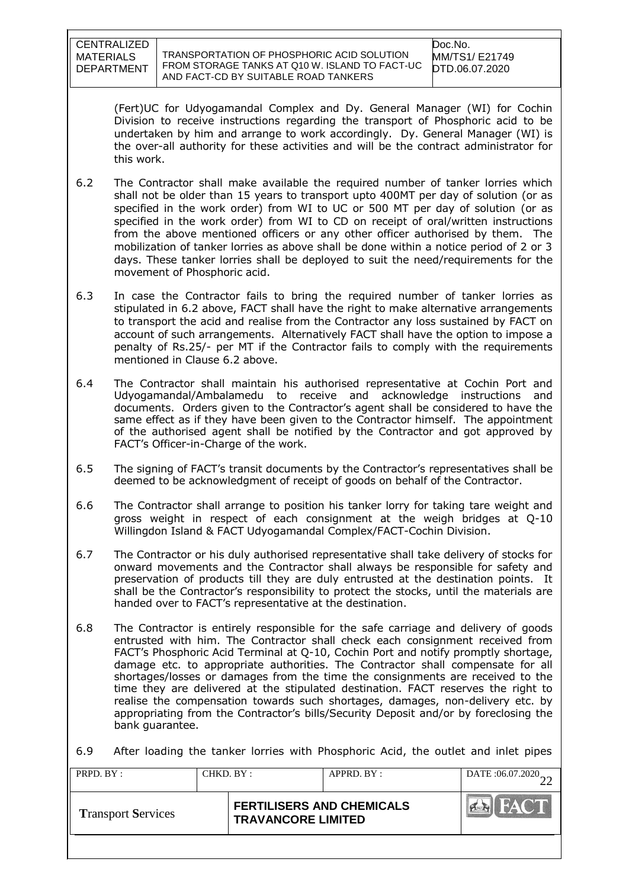(Fert)UC for Udyogamandal Complex and Dy. General Manager (WI) for Cochin Division to receive instructions regarding the transport of Phosphoric acid to be undertaken by him and arrange to work accordingly. Dy. General Manager (WI) is the over-all authority for these activities and will be the contract administrator for this work.

6.2 The Contractor shall make available the required number of tanker lorries which shall not be older than 15 years to transport upto 400MT per day of solution (or as specified in the work order) from WI to UC or 500 MT per day of solution (or as specified in the work order) from WI to CD on receipt of oral/written instructions from the above mentioned officers or any other officer authorised by them. The mobilization of tanker lorries as above shall be done within a notice period of 2 or 3 days. These tanker lorries shall be deployed to suit the need/requirements for the movement of Phosphoric acid.

6.3 In case the Contractor fails to bring the required number of tanker lorries as stipulated in 6.2 above, FACT shall have the right to make alternative arrangements to transport the acid and realise from the Contractor any loss sustained by FACT on account of such arrangements. Alternatively FACT shall have the option to impose a penalty of Rs.25/- per MT if the Contractor fails to comply with the requirements mentioned in Clause 6.2 above.

6.4 The Contractor shall maintain his authorised representative at Cochin Port and Udyogamandal/Ambalamedu to receive and acknowledge instructions and documents. Orders given to the Contractor's agent shall be considered to have the same effect as if they have been given to the Contractor himself. The appointment of the authorised agent shall be notified by the Contractor and got approved by FACT's Officer-in-Charge of the work.

6.5 The signing of FACT's transit documents by the Contractor's representatives shall be deemed to be acknowledgment of receipt of goods on behalf of the Contractor.

6.6 The Contractor shall arrange to position his tanker lorry for taking tare weight and gross weight in respect of each consignment at the weigh bridges at Q-10 Willingdon Island & FACT Udyogamandal Complex/FACT-Cochin Division.

6.7 The Contractor or his duly authorised representative shall take delivery of stocks for onward movements and the Contractor shall always be responsible for safety and preservation of products till they are duly entrusted at the destination points. It shall be the Contractor's responsibility to protect the stocks, until the materials are handed over to FACT's representative at the destination.

6.8 The Contractor is entirely responsible for the safe carriage and delivery of goods entrusted with him. The Contractor shall check each consignment received from FACT's Phosphoric Acid Terminal at Q-10, Cochin Port and notify promptly shortage, damage etc. to appropriate authorities. The Contractor shall compensate for all shortages/losses or damages from the time the consignments are received to the time they are delivered at the stipulated destination. FACT reserves the right to realise the compensation towards such shortages, damages, non-delivery etc. by appropriating from the Contractor's bills/Security Deposit and/or by foreclosing the bank guarantee.

6.9 After loading the tanker lorries with Phosphoric Acid, the outlet and inlet pipes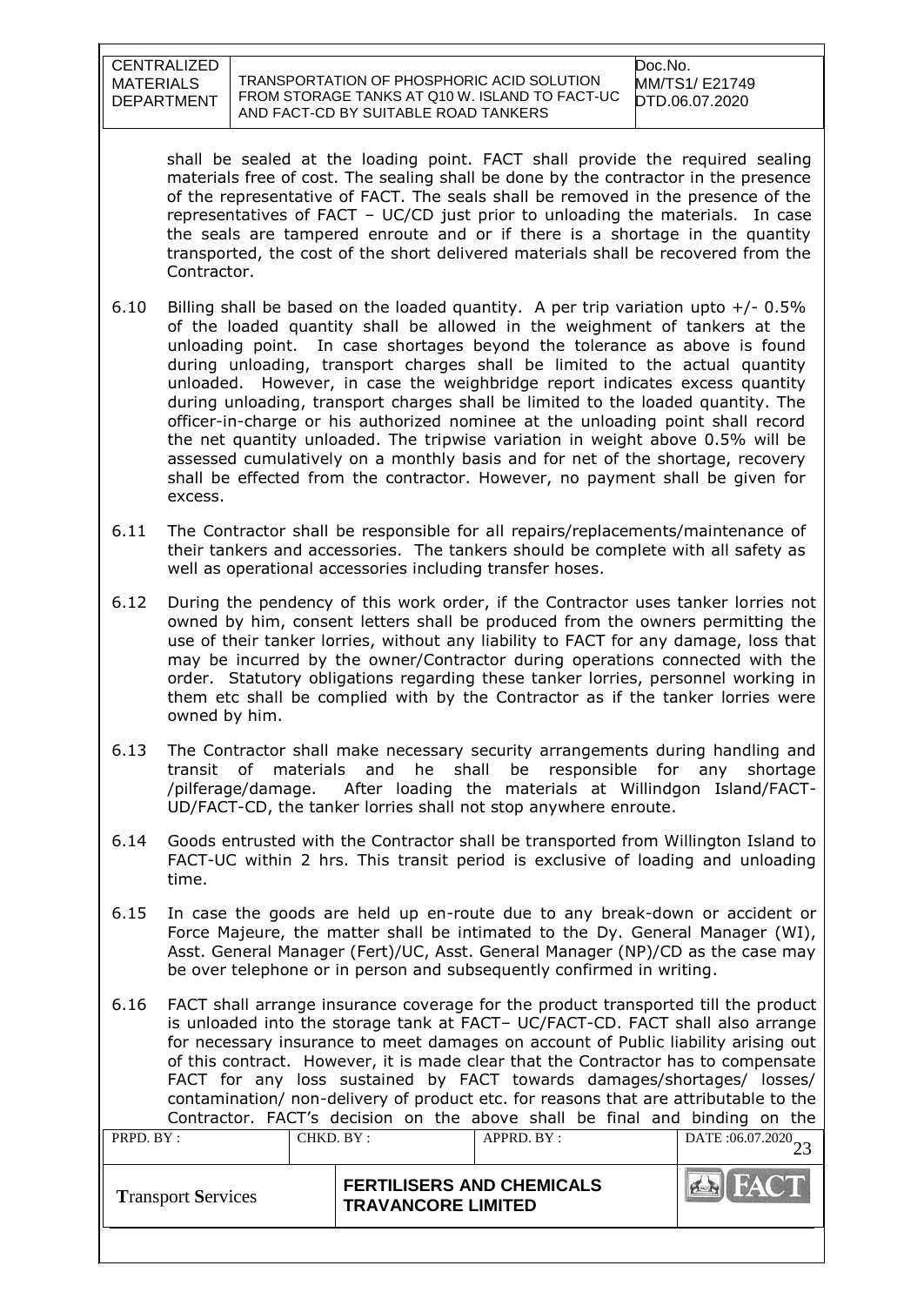shall be sealed at the loading point. FACT shall provide the required sealing materials free of cost. The sealing shall be done by the contractor in the presence of the representative of FACT. The seals shall be removed in the presence of the representatives of FACT – UC/CD just prior to unloading the materials. In case the seals are tampered enroute and or if there is a shortage in the quantity transported, the cost of the short delivered materials shall be recovered from the Contractor.

6.10 Billing shall be based on the loaded quantity. A per trip variation upto +/- 0.5% of the loaded quantity shall be allowed in the weighment of tankers at the unloading point. In case shortages beyond the tolerance as above is found during unloading, transport charges shall be limited to the actual quantity unloaded. However, in case the weighbridge report indicates excess quantity during unloading, transport charges shall be limited to the loaded quantity. The officer-in-charge or his authorized nominee at the unloading point shall record the net quantity unloaded. The tripwise variation in weight above 0.5% will be assessed cumulatively on a monthly basis and for net of the shortage, recovery shall be effected from the contractor. However, no payment shall be given for excess.

6.11 The Contractor shall be responsible for all repairs/replacements/maintenance of their tankers and accessories. The tankers should be complete with all safety as well as operational accessories including transfer hoses.

6.12 During the pendency of this work order, if the Contractor uses tanker lorries not owned by him, consent letters shall be produced from the owners permitting the use of their tanker lorries, without any liability to FACT for any damage, loss that may be incurred by the owner/Contractor during operations connected with the order. Statutory obligations regarding these tanker lorries, personnel working in them etc shall be complied with by the Contractor as if the tanker lorries were owned by him.

6.13 The Contractor shall make necessary security arrangements during handling and transit of materials and he shall be responsible for any shortage /pilferage/damage. After loading the materials at Willindgon Island/FACT-UD/FACT-CD, the tanker lorries shall not stop anywhere enroute.

6.14 Goods entrusted with the Contractor shall be transported from Willington Island to FACT-UC within 2 hrs. This transit period is exclusive of loading and unloading time.

6.15 In case the goods are held up en-route due to any break-down or accident or Force Majeure, the matter shall be intimated to the Dy. General Manager (WI), Asst. General Manager (Fert)/UC, Asst. General Manager (NP)/CD as the case may be over telephone or in person and subsequently confirmed in writing.

6.16 FACT shall arrange insurance coverage for the product transported till the product is unloaded into the storage tank at FACT– UC/FACT-CD. FACT shall also arrange for necessary insurance to meet damages on account of Public liability arising out of this contract. However, it is made clear that the Contractor has to compensate FACT for any loss sustained by FACT towards damages/shortages/ losses/ contamination/ non-delivery of product etc. for reasons that are attributable to the Contractor. FACT's decision on the above shall be final and binding on the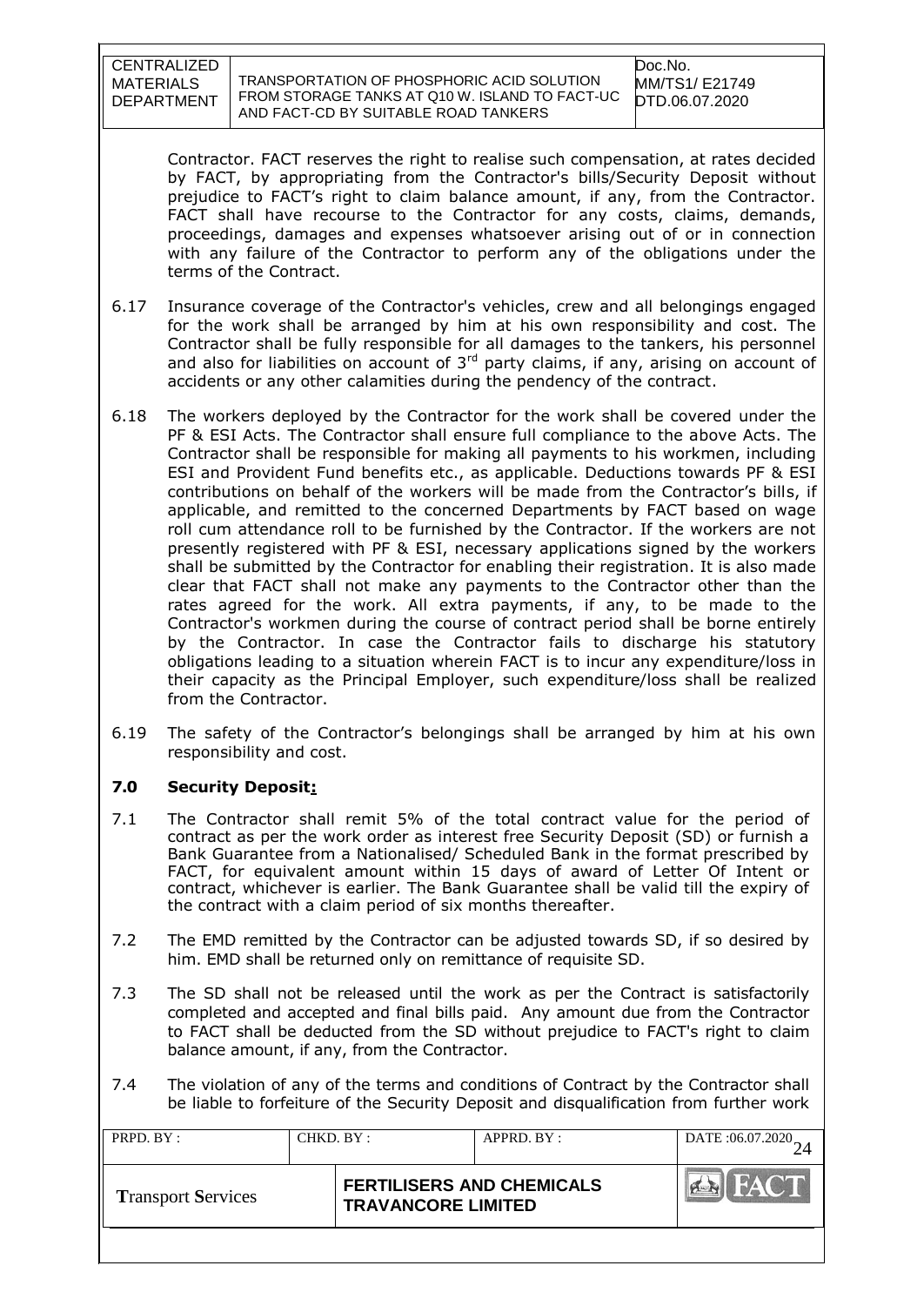Contractor. FACT reserves the right to realise such compensation, at rates decided by FACT, by appropriating from the Contractor's bills/Security Deposit without prejudice to FACT's right to claim balance amount, if any, from the Contractor. FACT shall have recourse to the Contractor for any costs, claims, demands, proceedings, damages and expenses whatsoever arising out of or in connection with any failure of the Contractor to perform any of the obligations under the terms of the Contract.

6.17 Insurance coverage of the Contractor's vehicles, crew and all belongings engaged for the work shall be arranged by him at his own responsibility and cost. The Contractor shall be fully responsible for all damages to the tankers, his personnel and also for liabilities on account of 3rd party claims, if any, arising on account of accidents or any other calamities during the pendency of the contract.

6.18 The workers deployed by the Contractor for the work shall be covered under the PF & ESI Acts. The Contractor shall ensure full compliance to the above Acts. The Contractor shall be responsible for making all payments to his workmen, including ESI and Provident Fund benefits etc., as applicable. Deductions towards PF & ESI contributions on behalf of the workers will be made from the Contractor's bills, if applicable, and remitted to the concerned Departments by FACT based on wage roll cum attendance roll to be furnished by the Contractor. If the workers are not presently registered with PF & ESI, necessary applications signed by the workers shall be submitted by the Contractor for enabling their registration. It is also made clear that FACT shall not make any payments to the Contractor other than the rates agreed for the work. All extra payments, if any, to be made to the Contractor's workmen during the course of contract period shall be borne entirely by the Contractor. In case the Contractor fails to discharge his statutory obligations leading to a situation wherein FACT is to incur any expenditure/loss in their capacity as the Principal Employer, such expenditure/loss shall be realized from the Contractor.

6.19 The safety of the Contractor's belongings shall be arranged by him at his own responsibility and cost.

## 7.0 Security Deposit:

7.1 The Contractor shall remit 5% of the total contract value for the period of contract as per the work order as interest free Security Deposit (SD) or furnish a Bank Guarantee from a Nationalised/ Scheduled Bank in the format prescribed by FACT, for equivalent amount within 15 days of award of Letter Of Intent or contract, whichever is earlier. The Bank Guarantee shall be valid till the expiry of the contract with a claim period of six months thereafter.

7.2 The EMD remitted by the Contractor can be adjusted towards SD, if so desired by him. EMD shall be returned only on remittance of requisite SD.

7.3 The SD shall not be released until the work as per the Contract is satisfactorily completed and accepted and final bills paid. Any amount due from the Contractor to FACT shall be deducted from the SD without prejudice to FACT's right to claim balance amount, if any, from the Contractor.

7.4 The violation of any of the terms and conditions of Contract by the Contractor shall be liable to forfeiture of the Security Deposit and disqualification from further work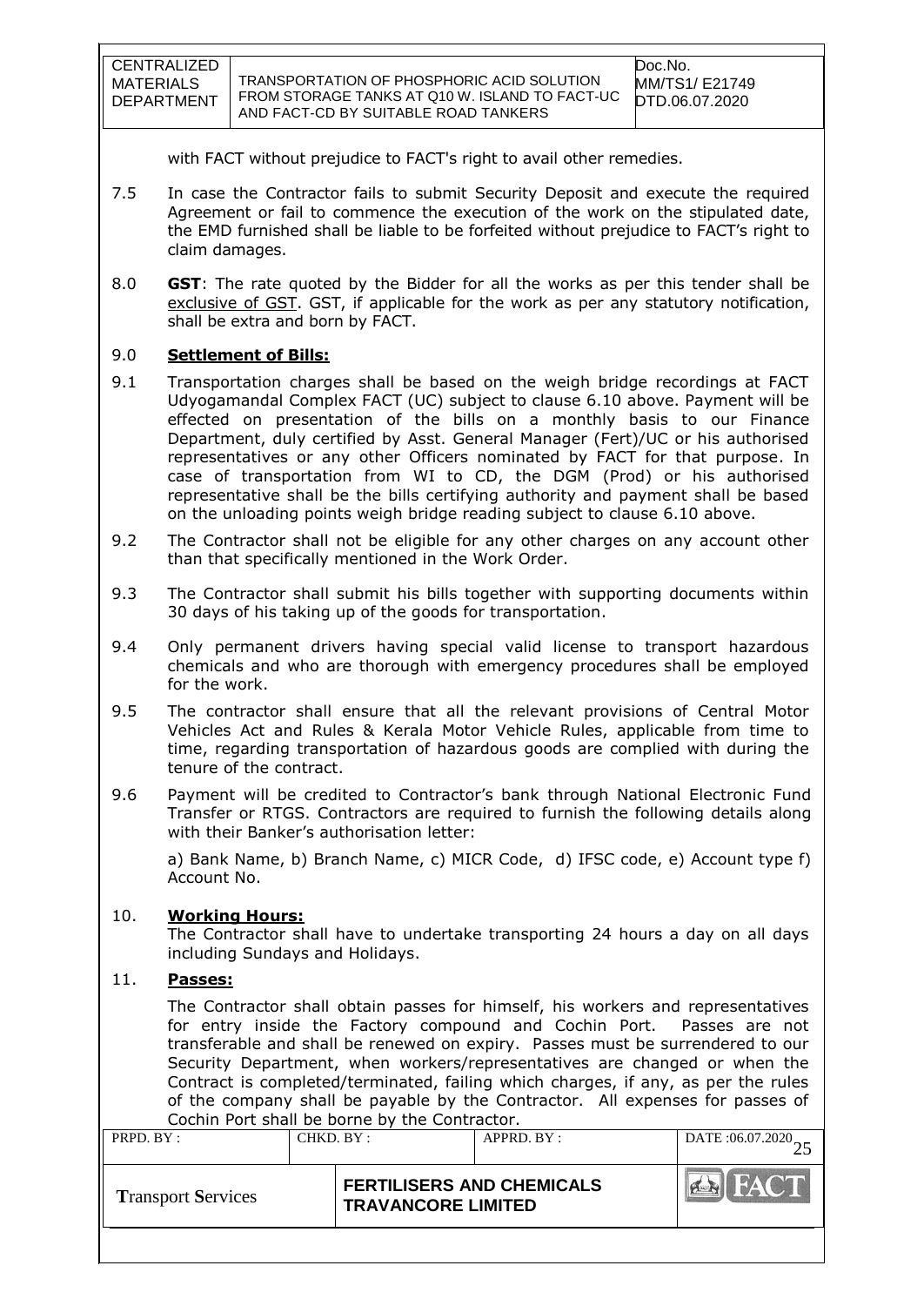with FACT without prejudice to FACT's right to avail other remedies.

7.5 In case the Contractor fails to submit Security Deposit and execute the required Agreement or fail to commence the execution of the work on the stipulated date, the EMD furnished shall be liable to be forfeited without prejudice to FACT's right to claim damages.

8.0 **GST**: The rate quoted by the Bidder for all the works as per this tender shall be exclusive of GST. GST, if applicable for the work as per any statutory notification, shall be extra and born by FACT.

9.0 **Settlement of Bills:**

9.1 Transportation charges shall be based on the weigh bridge recordings at FACT Udyogamandal Complex FACT (UC) subject to clause 6.10 above. Payment will be effected on presentation of the bills on a monthly basis to our Finance Department, duly certified by Asst. General Manager (Fert)/UC or his authorised representatives or any other Officers nominated by FACT for that purpose. In case of transportation from WI to CD, the DGM (Prod) or his authorised representative shall be the bills certifying authority and payment shall be based on the unloading points weigh bridge reading subject to clause 6.10 above.

9.2 The Contractor shall not be eligible for any other charges on any account other than that specifically mentioned in the Work Order.

9.3 The Contractor shall submit his bills together with supporting documents within 30 days of his taking up of the goods for transportation.

9.4 Only permanent drivers having special valid license to transport hazardous chemicals and who are thorough with emergency procedures shall be employed for the work.

9.5 The contractor shall ensure that all the relevant provisions of Central Motor Vehicles Act and Rules & Kerala Motor Vehicle Rules, applicable from time to time, regarding transportation of hazardous goods are complied with during the tenure of the contract.

9.6 Payment will be credited to Contractor's bank through National Electronic Fund Transfer or RTGS. Contractors are required to furnish the following details along with their Banker's authorisation letter:

a) Bank Name, b) Branch Name, c) MICR Code, d) IFSC code, e) Account type f) Account No.

10. **Working Hours:**

The Contractor shall have to undertake transporting 24 hours a day on all days including Sundays and Holidays.

11. **Passes:**

The Contractor shall obtain passes for himself, his workers and representatives for entry inside the Factory compound and Cochin Port. Passes are not transferable and shall be renewed on expiry. Passes must be surrendered to our Security Department, when workers/representatives are changed or when the Contract is completed/terminated, failing which charges, if any, as per the rules of the company shall be payable by the Contractor. All expenses for passes of Cochin Port shall be borne by the Contractor.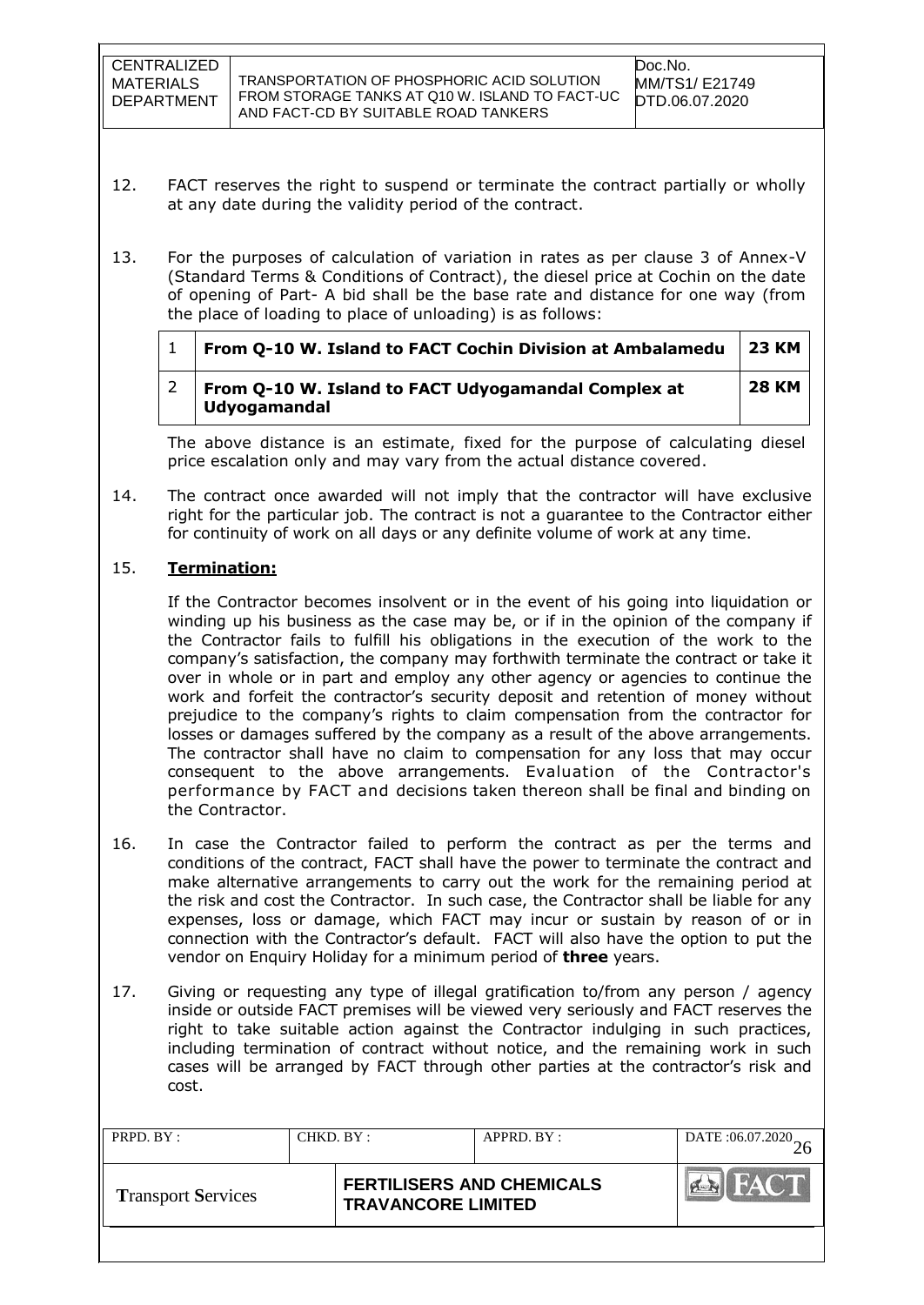12. FACT reserves the right to suspend or terminate the contract partially or wholly at any date during the validity period of the contract.

13. For the purposes of calculation of variation in rates as per clause 3 of Annex-V (Standard Terms & Conditions of Contract), the diesel price at Cochin on the date of opening of Part- A bid shall be the base rate and distance for one way (from the place of loading to place of unloading) is as follows:

| 1 | **From Q-10 W. Island to FACT Cochin Division at Ambalamedu** | **23 KM** |
|---|---|---|
| 2 | **From Q-10 W. Island to FACT Udyogamandal Complex at Udyogamandal** | **28 KM** |

The above distance is an estimate, fixed for the purpose of calculating diesel price escalation only and may vary from the actual distance covered.

14. The contract once awarded will not imply that the contractor will have exclusive right for the particular job. The contract is not a guarantee to the Contractor either for continuity of work on all days or any definite volume of work at any time.

15. **Termination:**

If the Contractor becomes insolvent or in the event of his going into liquidation or winding up his business as the case may be, or if in the opinion of the company if the Contractor fails to fulfill his obligations in the execution of the work to the company's satisfaction, the company may forthwith terminate the contract or take it over in whole or in part and employ any other agency or agencies to continue the work and forfeit the contractor's security deposit and retention of money without prejudice to the company's rights to claim compensation from the contractor for losses or damages suffered by the company as a result of the above arrangements. The contractor shall have no claim to compensation for any loss that may occur consequent to the above arrangements. Evaluation of the Contractor's performance by FACT and decisions taken thereon shall be final and binding on the Contractor.

16. In case the Contractor failed to perform the contract as per the terms and conditions of the contract, FACT shall have the power to terminate the contract and make alternative arrangements to carry out the work for the remaining period at the risk and cost the Contractor. In such case, the Contractor shall be liable for any expenses, loss or damage, which FACT may incur or sustain by reason of or in connection with the Contractor's default. FACT will also have the option to put the vendor on Enquiry Holiday for a minimum period of **three** years.

17. Giving or requesting any type of illegal gratification to/from any person / agency inside or outside FACT premises will be viewed very seriously and FACT reserves the right to take suitable action against the Contractor indulging in such practices, including termination of contract without notice, and the remaining work in such cases will be arranged by FACT through other parties at the contractor's risk and cost.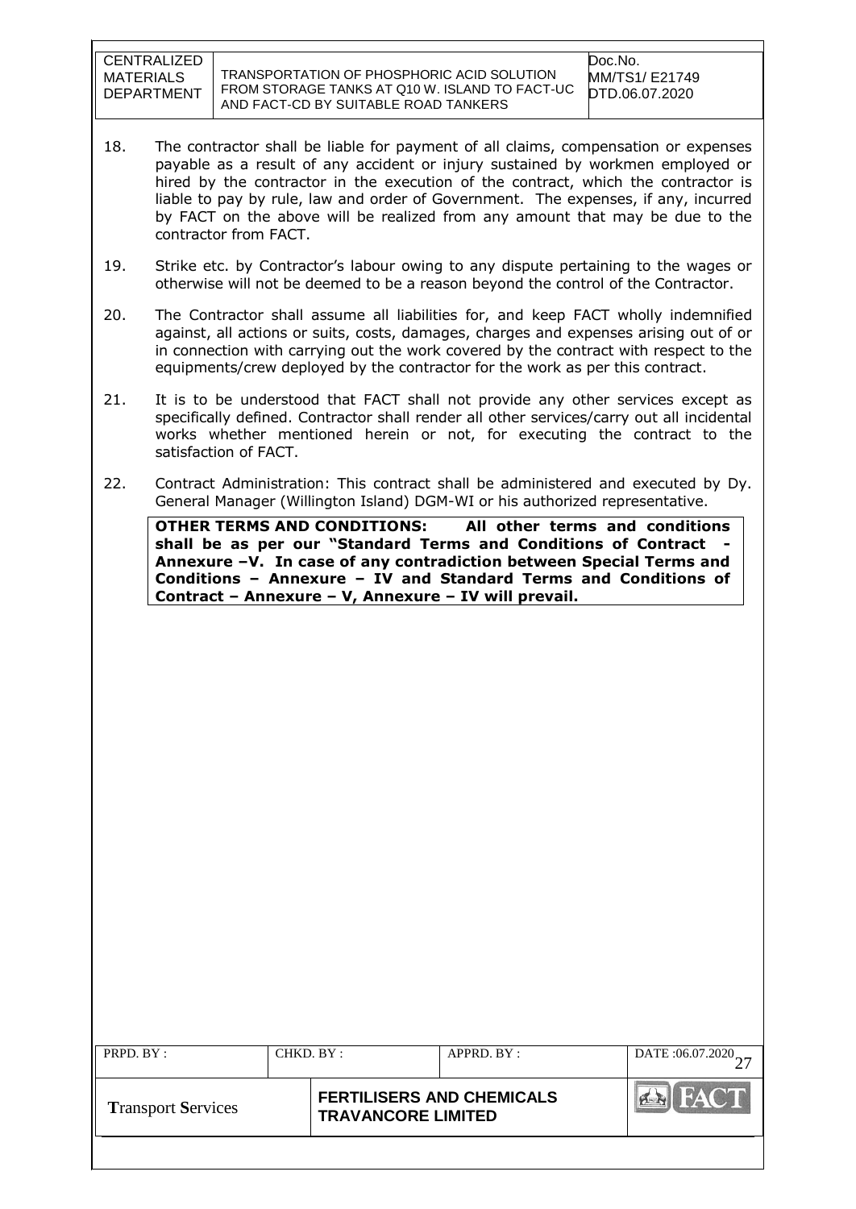18. The contractor shall be liable for payment of all claims, compensation or expenses payable as a result of any accident or injury sustained by workmen employed or hired by the contractor in the execution of the contract, which the contractor is liable to pay by rule, law and order of Government. The expenses, if any, incurred by FACT on the above will be realized from any amount that may be due to the contractor from FACT.

19. Strike etc. by Contractor's labour owing to any dispute pertaining to the wages or otherwise will not be deemed to be a reason beyond the control of the Contractor.

20. The Contractor shall assume all liabilities for, and keep FACT wholly indemnified against, all actions or suits, costs, damages, charges and expenses arising out of or in connection with carrying out the work covered by the contract with respect to the equipments/crew deployed by the contractor for the work as per this contract.

21. It is to be understood that FACT shall not provide any other services except as specifically defined. Contractor shall render all other services/carry out all incidental works whether mentioned herein or not, for executing the contract to the satisfaction of FACT.

22. Contract Administration: This contract shall be administered and executed by Dy. General Manager (Willington Island) DGM-WI or his authorized representative.

**OTHER TERMS AND CONDITIONS: All other terms and conditions shall be as per our "Standard Terms and Conditions of Contract - Annexure –V. In case of any contradiction between Special Terms and Conditions – Annexure – IV and Standard Terms and Conditions of Contract – Annexure – V, Annexure – IV will prevail.**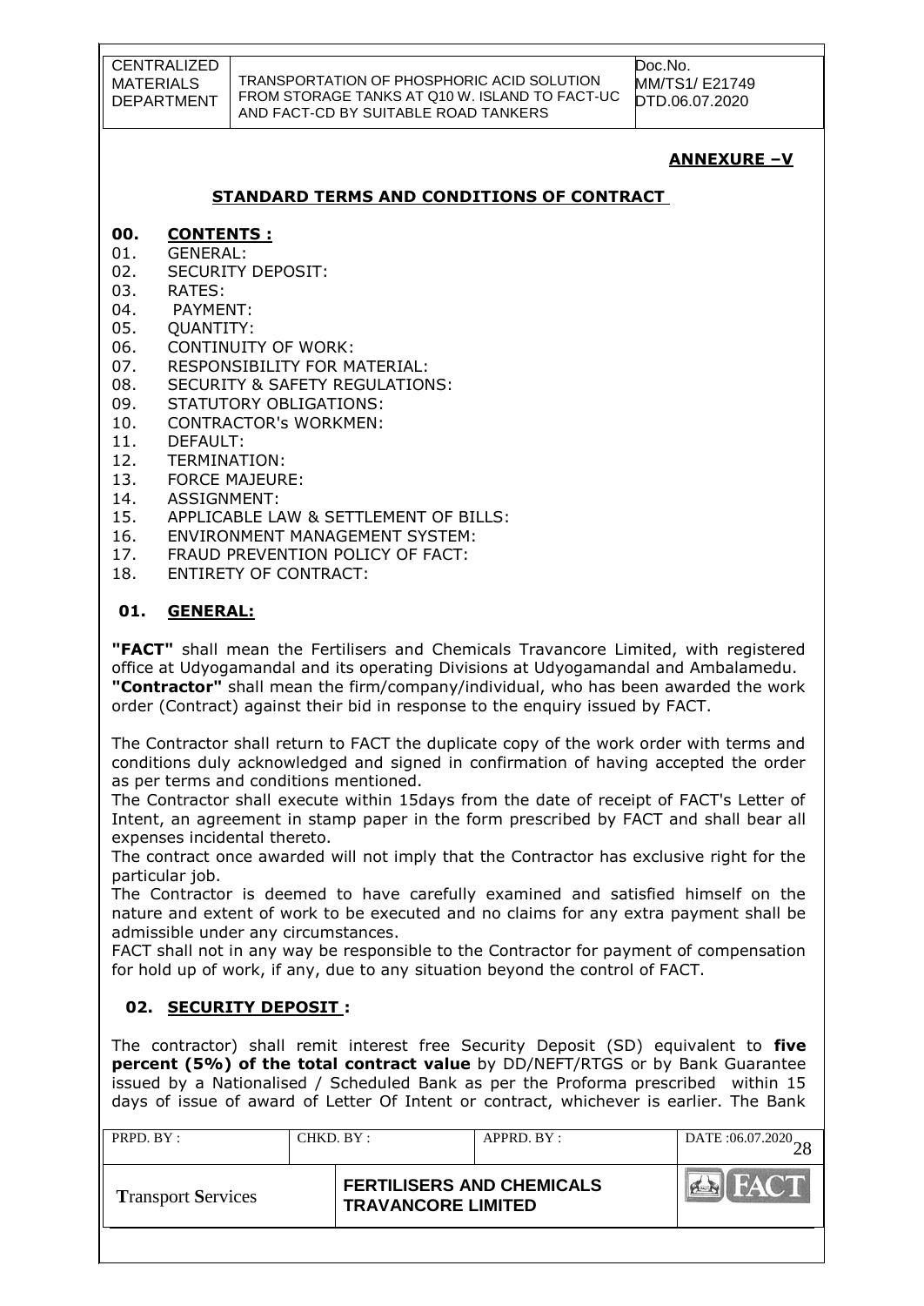## ANNEXURE –V

### STANDARD TERMS AND CONDITIONS OF CONTRACT

**00. CONTENTS :**

01. GENERAL:
02. SECURITY DEPOSIT:
03. RATES:
04. PAYMENT:
05. QUANTITY:
06. CONTINUITY OF WORK:
07. RESPONSIBILITY FOR MATERIAL:
08. SECURITY & SAFETY REGULATIONS:
09. STATUTORY OBLIGATIONS:
10. CONTRACTOR's WORKMEN:
11. DEFAULT:
12. TERMINATION:
13. FORCE MAJEURE:
14. ASSIGNMENT:
15. APPLICABLE LAW & SETTLEMENT OF BILLS:
16. ENVIRONMENT MANAGEMENT SYSTEM:
17. FRAUD PREVENTION POLICY OF FACT:
18. ENTIRETY OF CONTRACT:

**01. GENERAL:**

**"FACT"** shall mean the Fertilisers and Chemicals Travancore Limited, with registered office at Udyogamandal and its operating Divisions at Udyogamandal and Ambalamedu.
**"Contractor"** shall mean the firm/company/individual, who has been awarded the work order (Contract) against their bid in response to the enquiry issued by FACT.

The Contractor shall return to FACT the duplicate copy of the work order with terms and conditions duly acknowledged and signed in confirmation of having accepted the order as per terms and conditions mentioned.
The Contractor shall execute within 15days from the date of receipt of FACT's Letter of Intent, an agreement in stamp paper in the form prescribed by FACT and shall bear all expenses incidental thereto.
The contract once awarded will not imply that the Contractor has exclusive right for the particular job.
The Contractor is deemed to have carefully examined and satisfied himself on the nature and extent of work to be executed and no claims for any extra payment shall be admissible under any circumstances.
FACT shall not in any way be responsible to the Contractor for payment of compensation for hold up of work, if any, due to any situation beyond the control of FACT.

**02. SECURITY DEPOSIT :**

The contractor) shall remit interest free Security Deposit (SD) equivalent to **five percent (5%) of the total contract value** by DD/NEFT/RTGS or by Bank Guarantee issued by a Nationalised / Scheduled Bank as per the Proforma prescribed within 15 days of issue of award of Letter Of Intent or contract, whichever is earlier. The Bank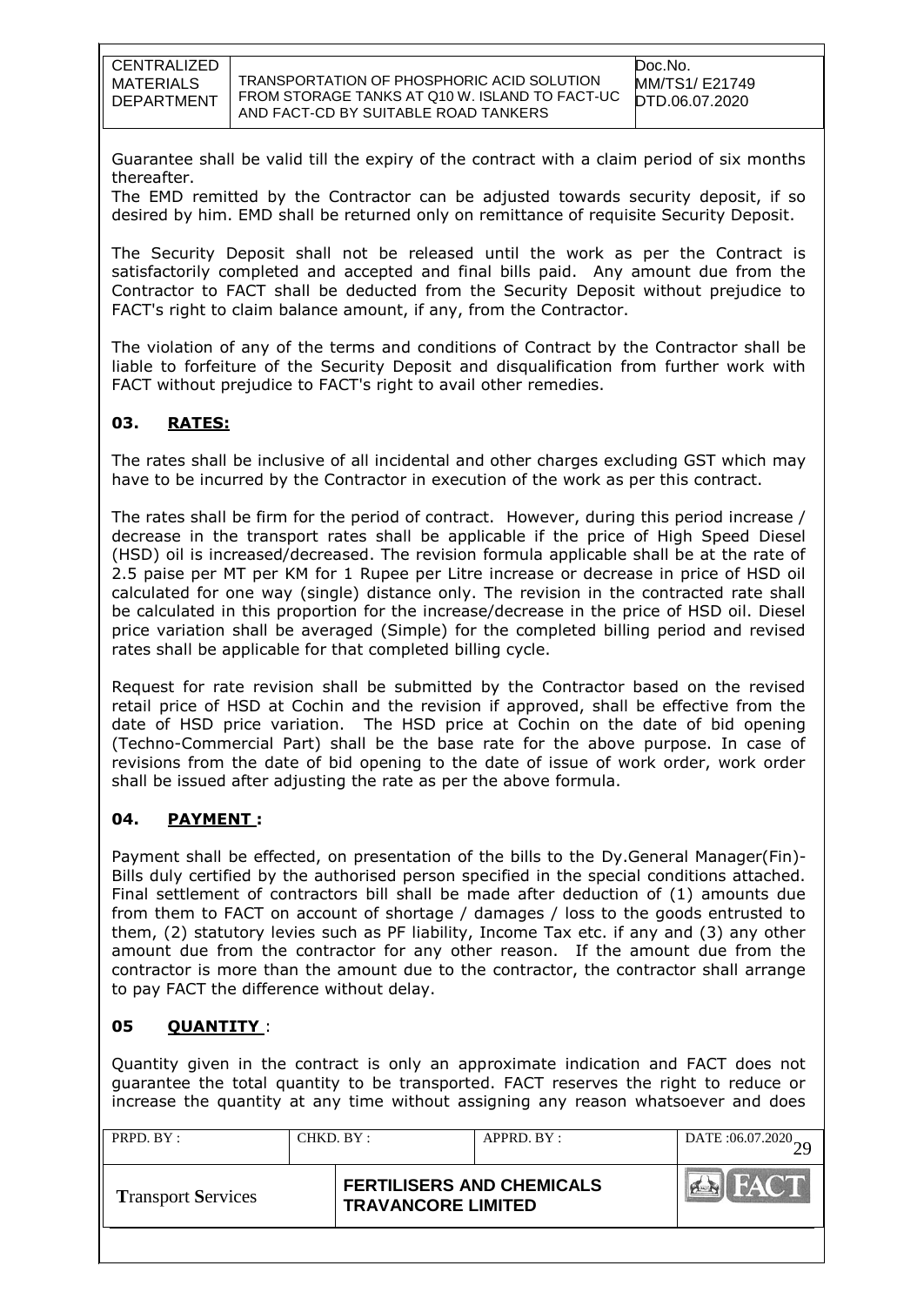Guarantee shall be valid till the expiry of the contract with a claim period of six months thereafter.

The EMD remitted by the Contractor can be adjusted towards security deposit, if so desired by him. EMD shall be returned only on remittance of requisite Security Deposit.

The Security Deposit shall not be released until the work as per the Contract is satisfactorily completed and accepted and final bills paid. Any amount due from the Contractor to FACT shall be deducted from the Security Deposit without prejudice to FACT's right to claim balance amount, if any, from the Contractor.

The violation of any of the terms and conditions of Contract by the Contractor shall be liable to forfeiture of the Security Deposit and disqualification from further work with FACT without prejudice to FACT's right to avail other remedies.

## 03. RATES:

The rates shall be inclusive of all incidental and other charges excluding GST which may have to be incurred by the Contractor in execution of the work as per this contract.

The rates shall be firm for the period of contract. However, during this period increase / decrease in the transport rates shall be applicable if the price of High Speed Diesel (HSD) oil is increased/decreased. The revision formula applicable shall be at the rate of 2.5 paise per MT per KM for 1 Rupee per Litre increase or decrease in price of HSD oil calculated for one way (single) distance only. The revision in the contracted rate shall be calculated in this proportion for the increase/decrease in the price of HSD oil. Diesel price variation shall be averaged (Simple) for the completed billing period and revised rates shall be applicable for that completed billing cycle.

Request for rate revision shall be submitted by the Contractor based on the revised retail price of HSD at Cochin and the revision if approved, shall be effective from the date of HSD price variation. The HSD price at Cochin on the date of bid opening (Techno-Commercial Part) shall be the base rate for the above purpose. In case of revisions from the date of bid opening to the date of issue of work order, work order shall be issued after adjusting the rate as per the above formula.

## 04. PAYMENT :

Payment shall be effected, on presentation of the bills to the Dy.General Manager(Fin)-Bills duly certified by the authorised person specified in the special conditions attached. Final settlement of contractors bill shall be made after deduction of (1) amounts due from them to FACT on account of shortage / damages / loss to the goods entrusted to them, (2) statutory levies such as PF liability, Income Tax etc. if any and (3) any other amount due from the contractor for any other reason. If the amount due from the contractor is more than the amount due to the contractor, the contractor shall arrange to pay FACT the difference without delay.

## 05 QUANTITY :

Quantity given in the contract is only an approximate indication and FACT does not guarantee the total quantity to be transported. FACT reserves the right to reduce or increase the quantity at any time without assigning any reason whatsoever and does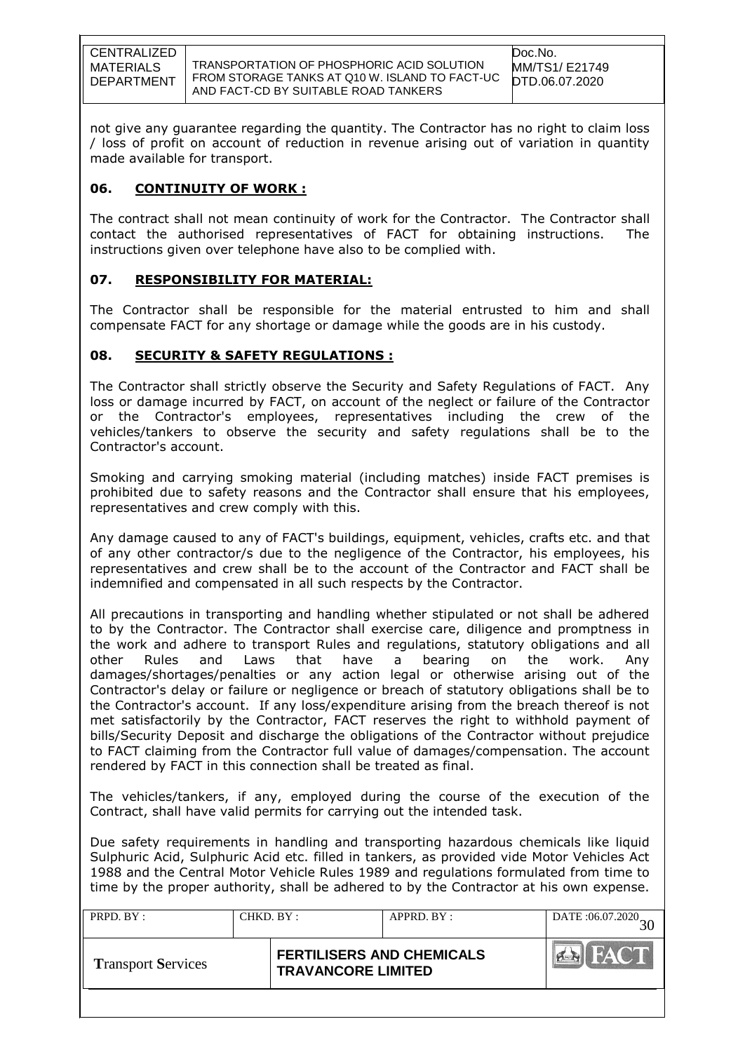not give any guarantee regarding the quantity. The Contractor has no right to claim loss / loss of profit on account of reduction in revenue arising out of variation in quantity made available for transport.

## 06. CONTINUITY OF WORK :

The contract shall not mean continuity of work for the Contractor. The Contractor shall contact the authorised representatives of FACT for obtaining instructions. The instructions given over telephone have also to be complied with.

## 07. RESPONSIBILITY FOR MATERIAL:

The Contractor shall be responsible for the material entrusted to him and shall compensate FACT for any shortage or damage while the goods are in his custody.

## 08. SECURITY & SAFETY REGULATIONS :

The Contractor shall strictly observe the Security and Safety Regulations of FACT. Any loss or damage incurred by FACT, on account of the neglect or failure of the Contractor or the Contractor's employees, representatives including the crew of the vehicles/tankers to observe the security and safety regulations shall be to the Contractor's account.

Smoking and carrying smoking material (including matches) inside FACT premises is prohibited due to safety reasons and the Contractor shall ensure that his employees, representatives and crew comply with this.

Any damage caused to any of FACT's buildings, equipment, vehicles, crafts etc. and that of any other contractor/s due to the negligence of the Contractor, his employees, his representatives and crew shall be to the account of the Contractor and FACT shall be indemnified and compensated in all such respects by the Contractor.

All precautions in transporting and handling whether stipulated or not shall be adhered to by the Contractor. The Contractor shall exercise care, diligence and promptness in the work and adhere to transport Rules and regulations, statutory obligations and all other Rules and Laws that have a bearing on the work. Any damages/shortages/penalties or any action legal or otherwise arising out of the Contractor's delay or failure or negligence or breach of statutory obligations shall be to the Contractor's account. If any loss/expenditure arising from the breach thereof is not met satisfactorily by the Contractor, FACT reserves the right to withhold payment of bills/Security Deposit and discharge the obligations of the Contractor without prejudice to FACT claiming from the Contractor full value of damages/compensation. The account rendered by FACT in this connection shall be treated as final.

The vehicles/tankers, if any, employed during the course of the execution of the Contract, shall have valid permits for carrying out the intended task.

Due safety requirements in handling and transporting hazardous chemicals like liquid Sulphuric Acid, Sulphuric Acid etc. filled in tankers, as provided vide Motor Vehicles Act 1988 and the Central Motor Vehicle Rules 1989 and regulations formulated from time to time by the proper authority, shall be adhered to by the Contractor at his own expense.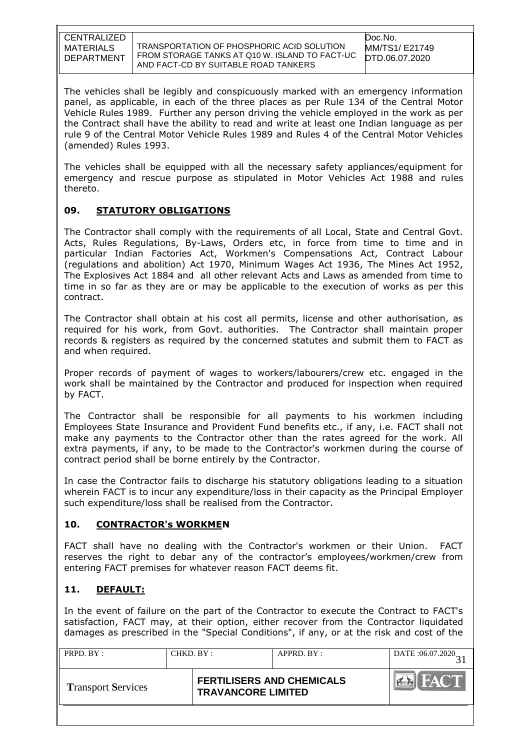The vehicles shall be legibly and conspicuously marked with an emergency information panel, as applicable, in each of the three places as per Rule 134 of the Central Motor Vehicle Rules 1989. Further any person driving the vehicle employed in the work as per the Contract shall have the ability to read and write at least one Indian language as per rule 9 of the Central Motor Vehicle Rules 1989 and Rules 4 of the Central Motor Vehicles (amended) Rules 1993.

The vehicles shall be equipped with all the necessary safety appliances/equipment for emergency and rescue purpose as stipulated in Motor Vehicles Act 1988 and rules thereto.

## 09. STATUTORY OBLIGATIONS

The Contractor shall comply with the requirements of all Local, State and Central Govt. Acts, Rules Regulations, By-Laws, Orders etc, in force from time to time and in particular Indian Factories Act, Workmen's Compensations Act, Contract Labour (regulations and abolition) Act 1970, Minimum Wages Act 1936, The Mines Act 1952, The Explosives Act 1884 and all other relevant Acts and Laws as amended from time to time in so far as they are or may be applicable to the execution of works as per this contract.

The Contractor shall obtain at his cost all permits, license and other authorisation, as required for his work, from Govt. authorities. The Contractor shall maintain proper records & registers as required by the concerned statutes and submit them to FACT as and when required.

Proper records of payment of wages to workers/labourers/crew etc. engaged in the work shall be maintained by the Contractor and produced for inspection when required by FACT.

The Contractor shall be responsible for all payments to his workmen including Employees State Insurance and Provident Fund benefits etc., if any, i.e. FACT shall not make any payments to the Contractor other than the rates agreed for the work. All extra payments, if any, to be made to the Contractor's workmen during the course of contract period shall be borne entirely by the Contractor.

In case the Contractor fails to discharge his statutory obligations leading to a situation wherein FACT is to incur any expenditure/loss in their capacity as the Principal Employer such expenditure/loss shall be realised from the Contractor.

## 10. CONTRACTOR's WORKMEN

FACT shall have no dealing with the Contractor's workmen or their Union. FACT reserves the right to debar any of the contractor's employees/workmen/crew from entering FACT premises for whatever reason FACT deems fit.

## 11. DEFAULT:

In the event of failure on the part of the Contractor to execute the Contract to FACT's satisfaction, FACT may, at their option, either recover from the Contractor liquidated damages as prescribed in the "Special Conditions", if any, or at the risk and cost of the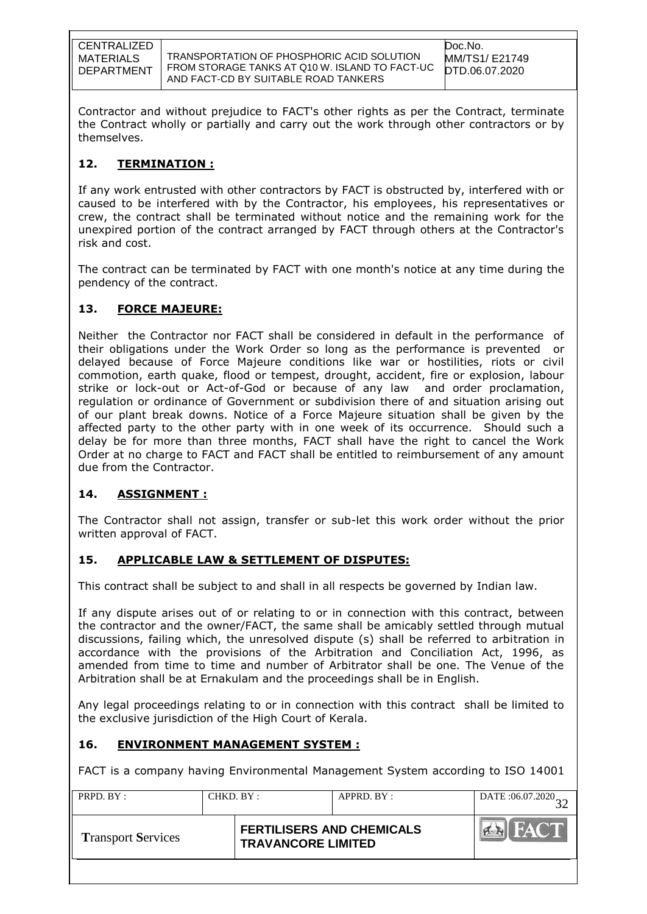Contractor and without prejudice to FACT's other rights as per the Contract, terminate the Contract wholly or partially and carry out the work through other contractors or by themselves.

## 12. TERMINATION :

If any work entrusted with other contractors by FACT is obstructed by, interfered with or caused to be interfered with by the Contractor, his employees, his representatives or crew, the contract shall be terminated without notice and the remaining work for the unexpired portion of the contract arranged by FACT through others at the Contractor's risk and cost.

The contract can be terminated by FACT with one month's notice at any time during the pendency of the contract.

## 13. FORCE MAJEURE:

Neither the Contractor nor FACT shall be considered in default in the performance of their obligations under the Work Order so long as the performance is prevented or delayed because of Force Majeure conditions like war or hostilities, riots or civil commotion, earth quake, flood or tempest, drought, accident, fire or explosion, labour strike or lock-out or Act-of-God or because of any law and order proclamation, regulation or ordinance of Government or subdivision there of and situation arising out of our plant break downs. Notice of a Force Majeure situation shall be given by the affected party to the other party with in one week of its occurrence. Should such a delay be for more than three months, FACT shall have the right to cancel the Work Order at no charge to FACT and FACT shall be entitled to reimbursement of any amount due from the Contractor.

## 14. ASSIGNMENT :

The Contractor shall not assign, transfer or sub-let this work order without the prior written approval of FACT.

## 15. APPLICABLE LAW & SETTLEMENT OF DISPUTES:

This contract shall be subject to and shall in all respects be governed by Indian law.

If any dispute arises out of or relating to or in connection with this contract, between the contractor and the owner/FACT, the same shall be amicably settled through mutual discussions, failing which, the unresolved dispute (s) shall be referred to arbitration in accordance with the provisions of the Arbitration and Conciliation Act, 1996, as amended from time to time and number of Arbitrator shall be one. The Venue of the Arbitration shall be at Ernakulam and the proceedings shall be in English.

Any legal proceedings relating to or in connection with this contract shall be limited to the exclusive jurisdiction of the High Court of Kerala.

## 16. ENVIRONMENT MANAGEMENT SYSTEM :

FACT is a company having Environmental Management System according to ISO 14001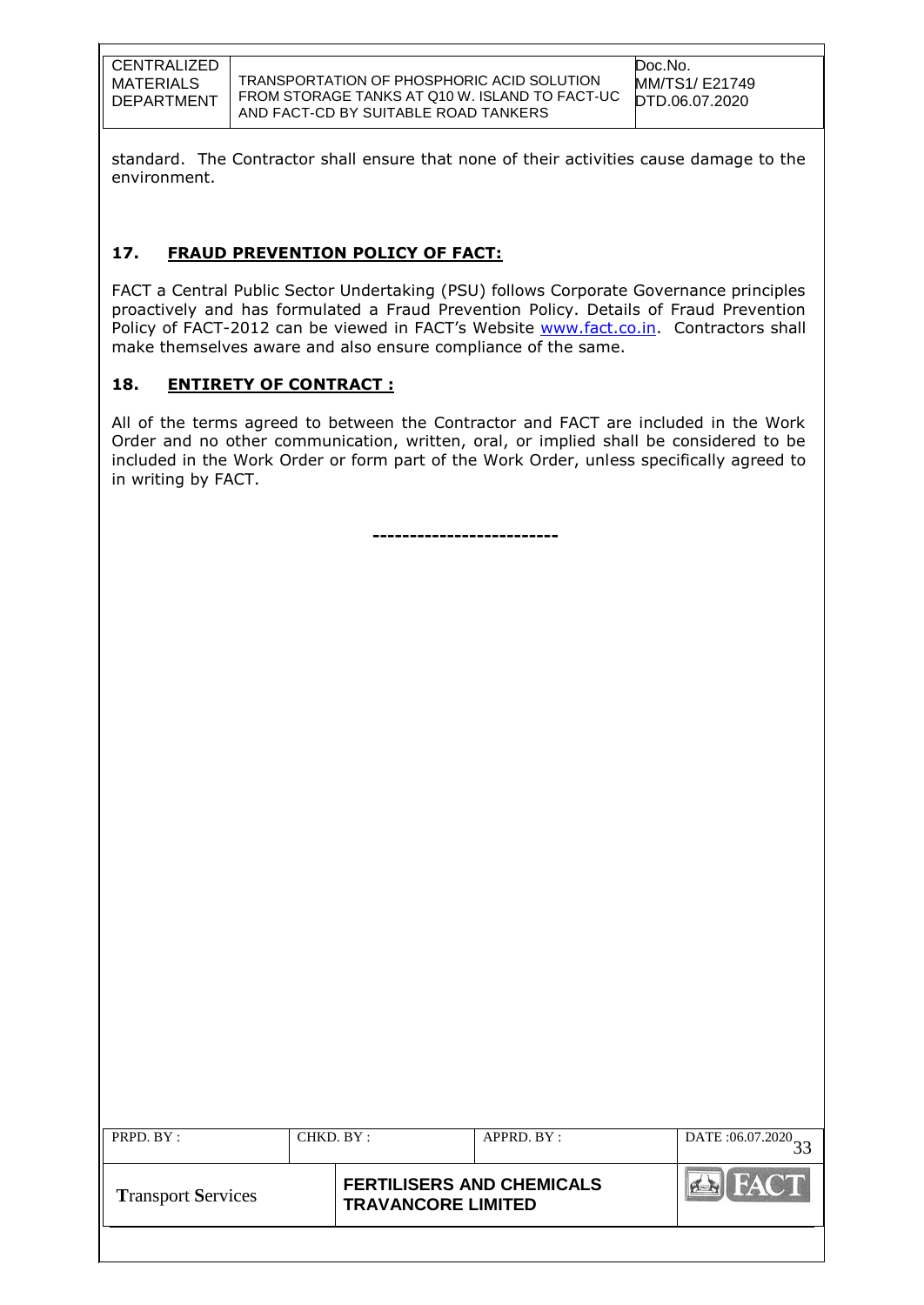standard. The Contractor shall ensure that none of their activities cause damage to the environment.

## 17. FRAUD PREVENTION POLICY OF FACT:

FACT a Central Public Sector Undertaking (PSU) follows Corporate Governance principles proactively and has formulated a Fraud Prevention Policy. Details of Fraud Prevention Policy of FACT-2012 can be viewed in FACT's Website www.fact.co.in. Contractors shall make themselves aware and also ensure compliance of the same.

## 18. ENTIRETY OF CONTRACT :

All of the terms agreed to between the Contractor and FACT are included in the Work Order and no other communication, written, oral, or implied shall be considered to be included in the Work Order or form part of the Work Order, unless specifically agreed to in writing by FACT.

------------------------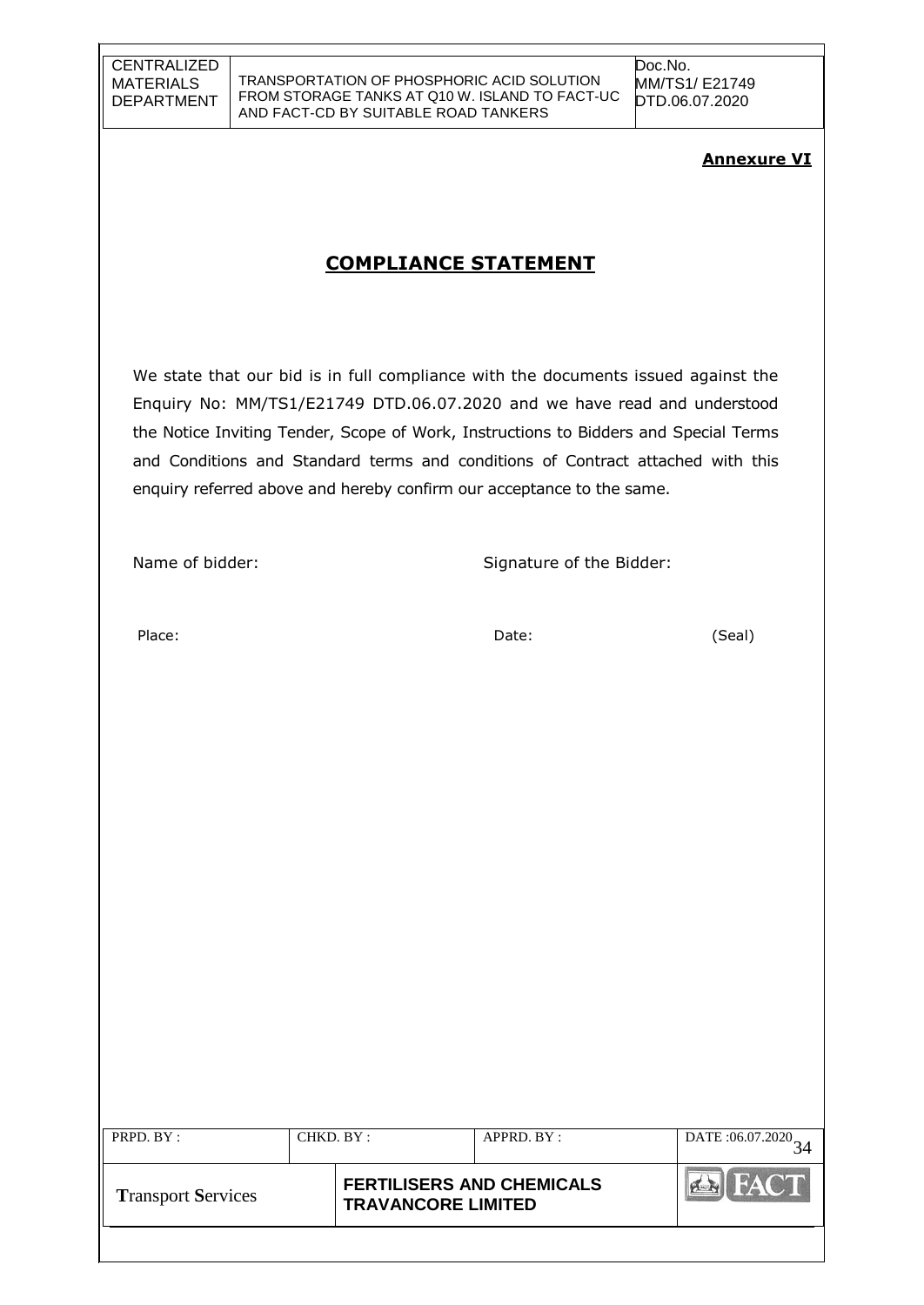**Annexure VI**

## COMPLIANCE STATEMENT

We state that our bid is in full compliance with the documents issued against the Enquiry No: MM/TS1/E21749 DTD.06.07.2020 and we have read and understood the Notice Inviting Tender, Scope of Work, Instructions to Bidders and Special Terms and Conditions and Standard terms and conditions of Contract attached with this enquiry referred above and hereby confirm our acceptance to the same.

Name of bidder: Signature of the Bidder:

Place: Date: (Seal)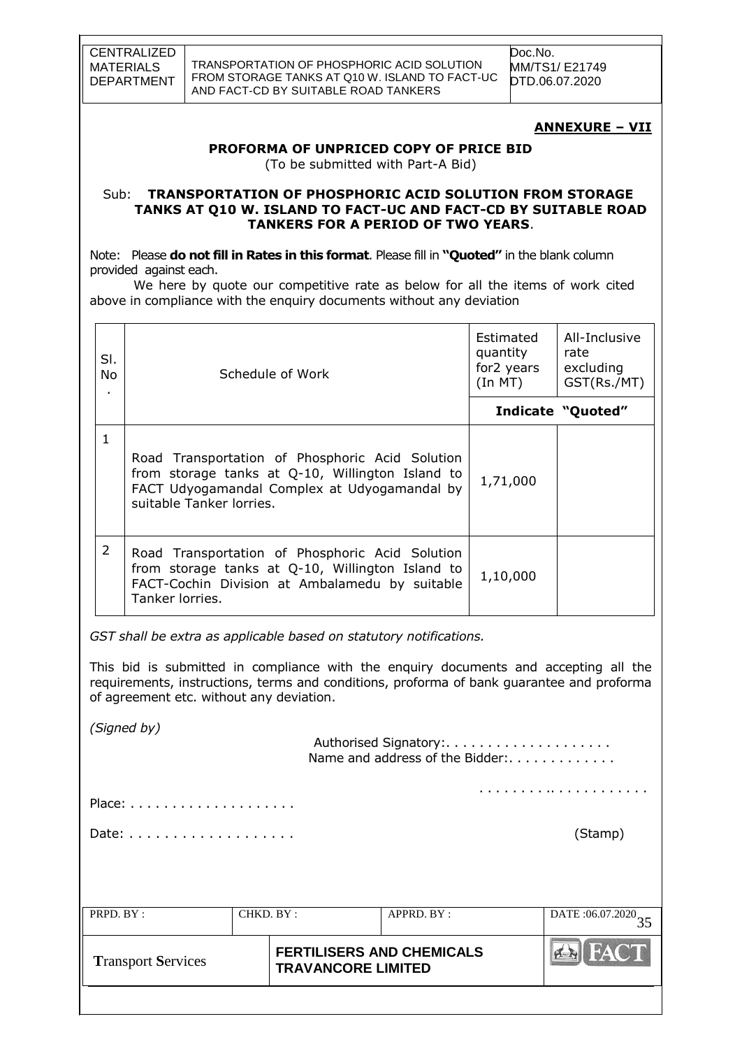**ANNEXURE – VII**

## PROFORMA OF UNPRICED COPY OF PRICE BID

(To be submitted with Part-A Bid)

Sub: **TRANSPORTATION OF PHOSPHORIC ACID SOLUTION FROM STORAGE TANKS AT Q10 W. ISLAND TO FACT-UC AND FACT-CD BY SUITABLE ROAD TANKERS FOR A PERIOD OF TWO YEARS**.

Note: Please **do not fill in Rates in this format**. Please fill in **"Quoted"** in the blank column provided against each.

We here by quote our competitive rate as below for all the items of work cited above in compliance with the enquiry documents without any deviation

| Sl. No. | Schedule of Work | Estimated quantity for2 years (In MT) | All-Inclusive rate excluding GST(Rs./MT) |
|---|---|---|---|
| | | **Indicate "Quoted"** | |
| 1 | Road Transportation of Phosphoric Acid Solution from storage tanks at Q-10, Willington Island to FACT Udyogamandal Complex at Udyogamandal by suitable Tanker lorries. | 1,71,000 | |
| 2 | Road Transportation of Phosphoric Acid Solution from storage tanks at Q-10, Willington Island to FACT-Cochin Division at Ambalamedu by suitable Tanker lorries. | 1,10,000 | |

*GST shall be extra as applicable based on statutory notifications.*

This bid is submitted in compliance with the enquiry documents and accepting all the requirements, instructions, terms and conditions, proforma of bank guarantee and proforma of agreement etc. without any deviation.

*(Signed by)*

Authorised Signatory:. . . . . . . . . . . . . . . . . . . .

Name and address of the Bidder:. . . . . . . . . . . . .

. . . . . . . . .. . . . . . . . . . . .

Place: . . . . . . . . . . . . . . . . . . . .

Date: . . . . . . . . . . . . . . . . . . .

(Stamp)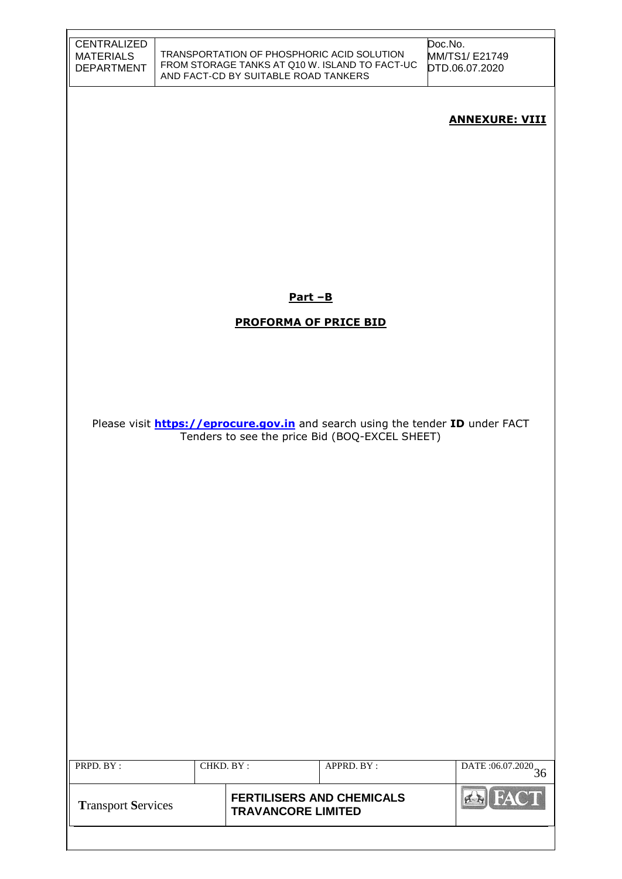**ANNEXURE: VIII**

**Part –B**

**PROFORMA OF PRICE BID**

Please visit **https://eprocure.gov.in** and search using the tender **ID** under FACT Tenders to see the price Bid (BOQ-EXCEL SHEET)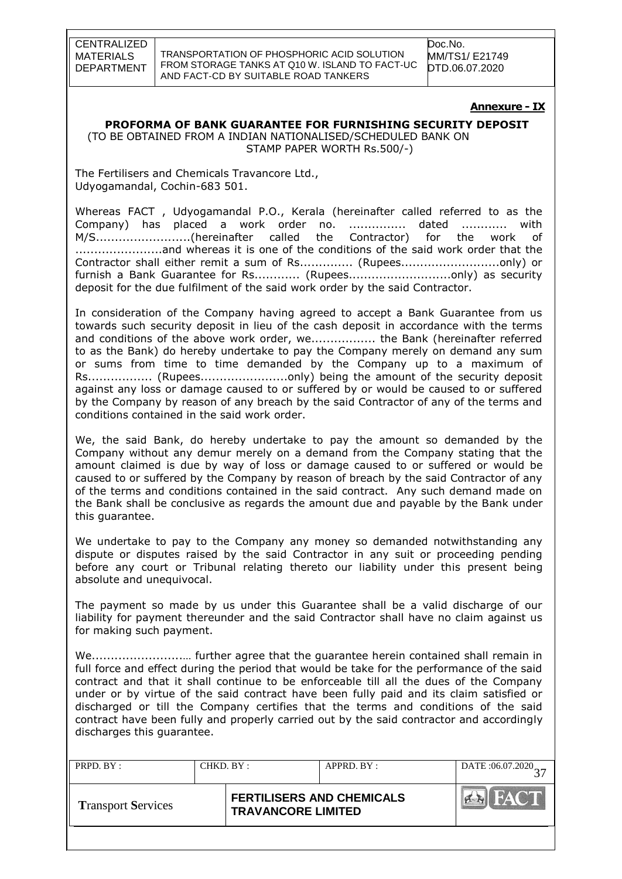**Annexure - IX**

## PROFORMA OF BANK GUARANTEE FOR FURNISHING SECURITY DEPOSIT

(TO BE OBTAINED FROM A INDIAN NATIONALISED/SCHEDULED BANK ON STAMP PAPER WORTH Rs.500/-)

The Fertilisers and Chemicals Travancore Ltd.,
Udyogamandal, Cochin-683 501.

Whereas FACT , Udyogamandal P.O., Kerala (hereinafter called referred to as the Company) has placed a work order no. ............... dated ............ with M/S.........................(hereinafter called the Contractor) for the work of .......................and whereas it is one of the conditions of the said work order that the Contractor shall either remit a sum of Rs............. (Rupees..........................only) or furnish a Bank Guarantee for Rs............ (Rupees...........................only) as security deposit for the due fulfilment of the said work order by the said Contractor.

In consideration of the Company having agreed to accept a Bank Guarantee from us towards such security deposit in lieu of the cash deposit in accordance with the terms and conditions of the above work order, we................. the Bank (hereinafter referred to as the Bank) do hereby undertake to pay the Company merely on demand any sum or sums from time to time demanded by the Company up to a maximum of Rs................. (Rupees.......................only) being the amount of the security deposit against any loss or damage caused to or suffered by or would be caused to or suffered by the Company by reason of any breach by the said Contractor of any of the terms and conditions contained in the said work order.

We, the said Bank, do hereby undertake to pay the amount so demanded by the Company without any demur merely on a demand from the Company stating that the amount claimed is due by way of loss or damage caused to or suffered or would be caused to or suffered by the Company by reason of breach by the said Contractor of any of the terms and conditions contained in the said contract. Any such demand made on the Bank shall be conclusive as regards the amount due and payable by the Bank under this guarantee.

We undertake to pay to the Company any money so demanded notwithstanding any dispute or disputes raised by the said Contractor in any suit or proceeding pending before any court or Tribunal relating thereto our liability under this present being absolute and unequivocal.

The payment so made by us under this Guarantee shall be a valid discharge of our liability for payment thereunder and the said Contractor shall have no claim against us for making such payment.

We.........................… further agree that the guarantee herein contained shall remain in full force and effect during the period that would be take for the performance of the said contract and that it shall continue to be enforceable till all the dues of the Company under or by virtue of the said contract have been fully paid and its claim satisfied or discharged or till the Company certifies that the terms and conditions of the said contract have been fully and properly carried out by the said contractor and accordingly discharges this guarantee.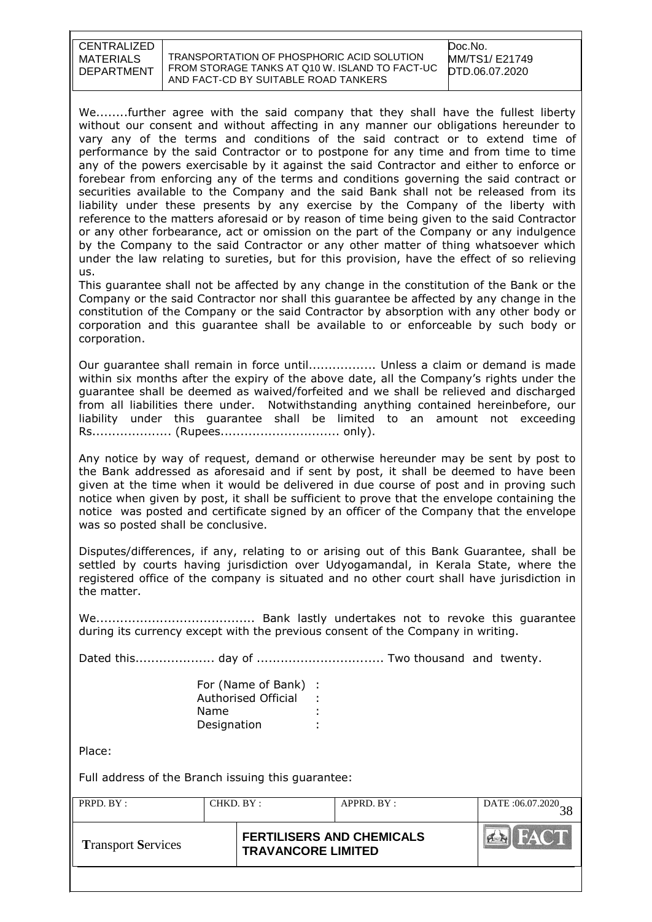We........further agree with the said company that they shall have the fullest liberty without our consent and without affecting in any manner our obligations hereunder to vary any of the terms and conditions of the said contract or to extend time of performance by the said Contractor or to postpone for any time and from time to time any of the powers exercisable by it against the said Contractor and either to enforce or forebear from enforcing any of the terms and conditions governing the said contract or securities available to the Company and the said Bank shall not be released from its liability under these presents by any exercise by the Company of the liberty with reference to the matters aforesaid or by reason of time being given to the said Contractor or any other forbearance, act or omission on the part of the Company or any indulgence by the Company to the said Contractor or any other matter of thing whatsoever which under the law relating to sureties, but for this provision, have the effect of so relieving us.

This guarantee shall not be affected by any change in the constitution of the Bank or the Company or the said Contractor nor shall this guarantee be affected by any change in the constitution of the Company or the said Contractor by absorption with any other body or corporation and this guarantee shall be available to or enforceable by such body or corporation.

Our guarantee shall remain in force until................. Unless a claim or demand is made within six months after the expiry of the above date, all the Company's rights under the guarantee shall be deemed as waived/forfeited and we shall be relieved and discharged from all liabilities there under. Notwithstanding anything contained hereinbefore, our liability under this guarantee shall be limited to an amount not exceeding Rs................... (Rupees.............................. only).

Any notice by way of request, demand or otherwise hereunder may be sent by post to the Bank addressed as aforesaid and if sent by post, it shall be deemed to have been given at the time when it would be delivered in due course of post and in proving such notice when given by post, it shall be sufficient to prove that the envelope containing the notice was posted and certificate signed by an officer of the Company that the envelope was so posted shall be conclusive.

Disputes/differences, if any, relating to or arising out of this Bank Guarantee, shall be settled by courts having jurisdiction over Udyogamandal, in Kerala State, where the registered office of the company is situated and no other court shall have jurisdiction in the matter.

We....................................... Bank lastly undertakes not to revoke this guarantee during its currency except with the previous consent of the Company in writing.

Dated this................... day of ............................... Two thousand and twenty.

For (Name of Bank) :
Authorised Official :
Name :
Designation :

Place:

Full address of the Branch issuing this guarantee: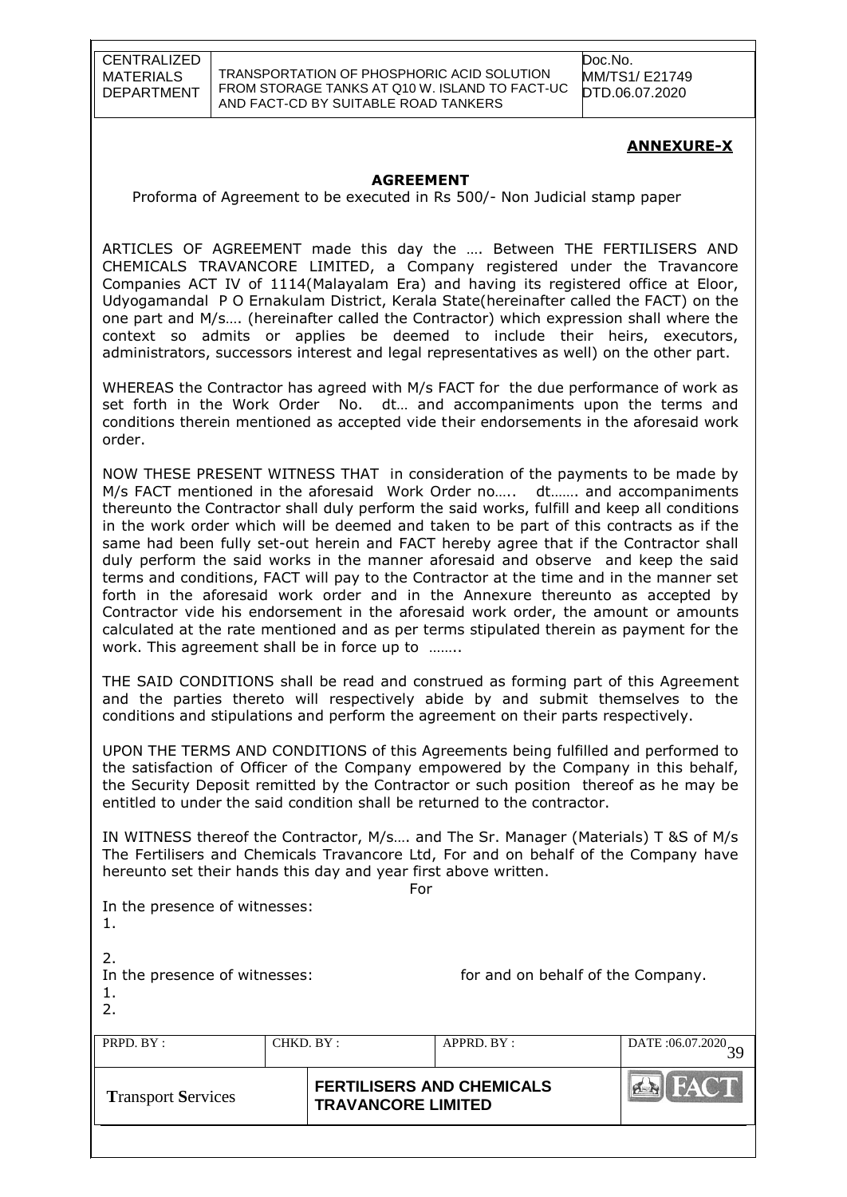## ANNEXURE-X

### AGREEMENT

Proforma of Agreement to be executed in Rs 500/- Non Judicial stamp paper

ARTICLES OF AGREEMENT made this day the …. Between THE FERTILISERS AND CHEMICALS TRAVANCORE LIMITED, a Company registered under the Travancore Companies ACT IV of 1114(Malayalam Era) and having its registered office at Eloor, Udyogamandal P O Ernakulam District, Kerala State(hereinafter called the FACT) on the one part and M/s…. (hereinafter called the Contractor) which expression shall where the context so admits or applies be deemed to include their heirs, executors, administrators, successors interest and legal representatives as well) on the other part.

WHEREAS the Contractor has agreed with M/s FACT for the due performance of work as set forth in the Work Order No. dt… and accompaniments upon the terms and conditions therein mentioned as accepted vide their endorsements in the aforesaid work order.

NOW THESE PRESENT WITNESS THAT in consideration of the payments to be made by M/s FACT mentioned in the aforesaid Work Order no….. dt……. and accompaniments thereunto the Contractor shall duly perform the said works, fulfill and keep all conditions in the work order which will be deemed and taken to be part of this contracts as if the same had been fully set-out herein and FACT hereby agree that if the Contractor shall duly perform the said works in the manner aforesaid and observe and keep the said terms and conditions, FACT will pay to the Contractor at the time and in the manner set forth in the aforesaid work order and in the Annexure thereunto as accepted by Contractor vide his endorsement in the aforesaid work order, the amount or amounts calculated at the rate mentioned and as per terms stipulated therein as payment for the work. This agreement shall be in force up to ……..

THE SAID CONDITIONS shall be read and construed as forming part of this Agreement and the parties thereto will respectively abide by and submit themselves to the conditions and stipulations and perform the agreement on their parts respectively.

UPON THE TERMS AND CONDITIONS of this Agreements being fulfilled and performed to the satisfaction of Officer of the Company empowered by the Company in this behalf, the Security Deposit remitted by the Contractor or such position thereof as he may be entitled to under the said condition shall be returned to the contractor.

IN WITNESS thereof the Contractor, M/s…. and The Sr. Manager (Materials) T &S of M/s The Fertilisers and Chemicals Travancore Ltd, For and on behalf of the Company have hereunto set their hands this day and year first above written.

For

In the presence of witnesses:

1.

2.

In the presence of witnesses: for and on behalf of the Company.

1.

2.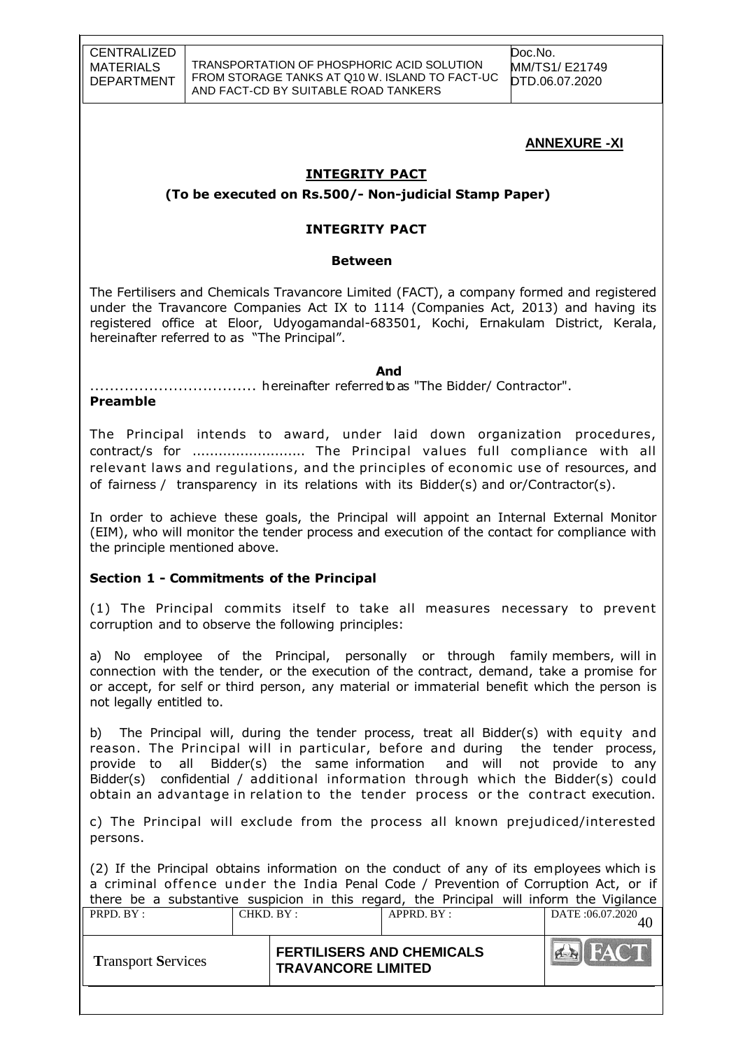**ANNEXURE -XI**

## INTEGRITY PACT

**(To be executed on Rs.500/- Non-judicial Stamp Paper)**

### INTEGRITY PACT

#### Between

The Fertilisers and Chemicals Travancore Limited (FACT), a company formed and registered under the Travancore Companies Act IX to 1114 (Companies Act, 2013) and having its registered office at Eloor, Udyogamandal-683501, Kochi, Ernakulam District, Kerala, hereinafter referred to as "The Principal".

**And**

.................................. hereinafter referred to as "The Bidder/ Contractor".

**Preamble**

The Principal intends to award, under laid down organization procedures, contract/s for .......................... The Principal values full compliance with all relevant laws and regulations, and the principles of economic use of resources, and of fairness / transparency in its relations with its Bidder(s) and or/Contractor(s).

In order to achieve these goals, the Principal will appoint an Internal External Monitor (EIM), who will monitor the tender process and execution of the contact for compliance with the principle mentioned above.

### Section 1 - Commitments of the Principal

(1) The Principal commits itself to take all measures necessary to prevent corruption and to observe the following principles:

a) No employee of the Principal, personally or through family members, will in connection with the tender, or the execution of the contract, demand, take a promise for or accept, for self or third person, any material or immaterial benefit which the person is not legally entitled to.

b) The Principal will, during the tender process, treat all Bidder(s) with equity and reason. The Principal will in particular, before and during the tender process, provide to all Bidder(s) the same information and will not provide to any Bidder(s) confidential / additional information through which the Bidder(s) could obtain an advantage in relation to the tender process or the contract execution.

c) The Principal will exclude from the process all known prejudiced/interested persons.

(2) If the Principal obtains information on the conduct of any of its employees which is a criminal offence under the India Penal Code / Prevention of Corruption Act, or if there be a substantive suspicion in this regard, the Principal will inform the Vigilance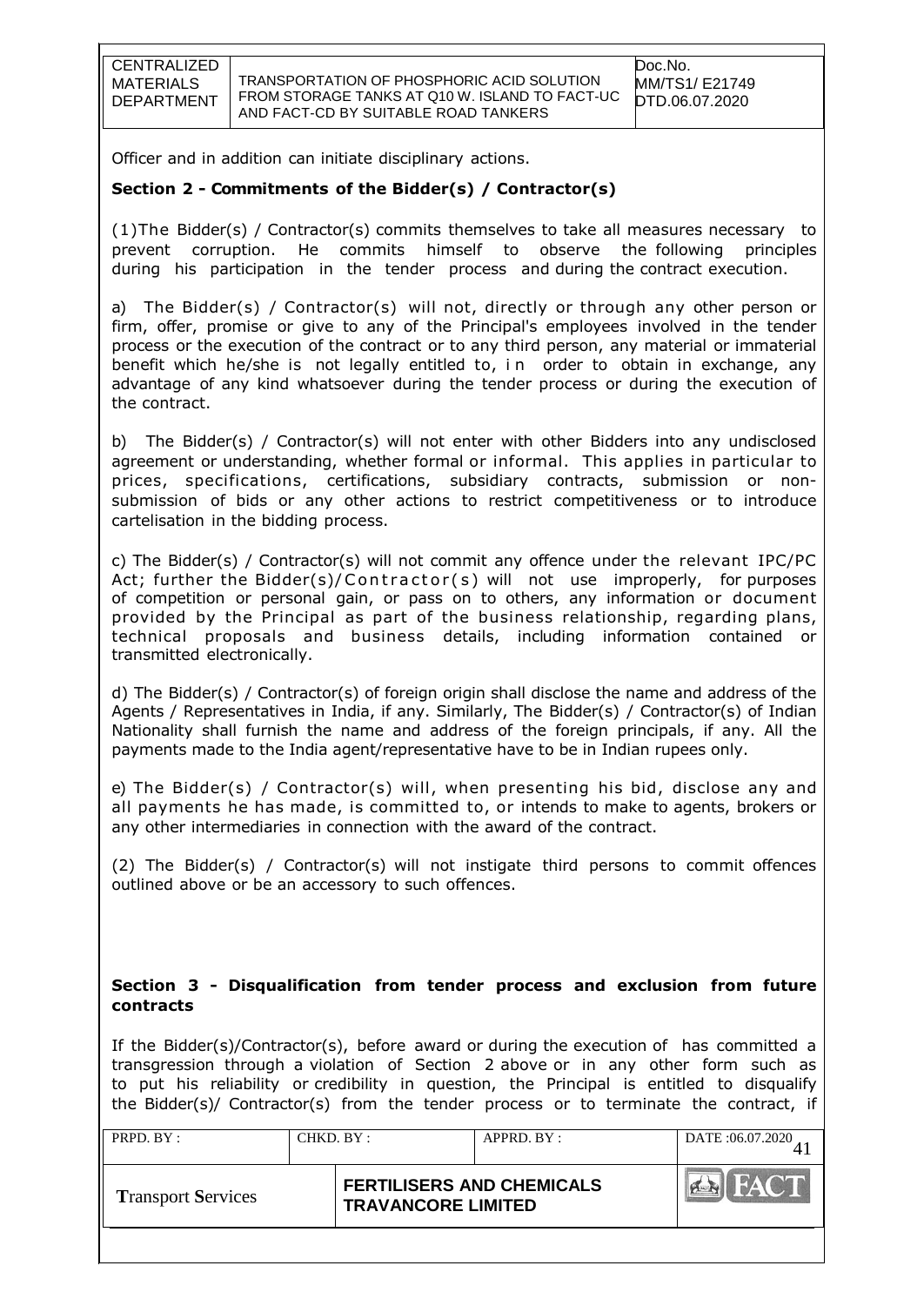Officer and in addition can initiate disciplinary actions.

## Section 2 - Commitments of the Bidder(s) / Contractor(s)

(1)The Bidder(s) / Contractor(s) commits themselves to take all measures necessary to prevent corruption. He commits himself to observe the following principles during his participation in the tender process and during the contract execution.

a) The Bidder(s) / Contractor(s) will not, directly or through any other person or firm, offer, promise or give to any of the Principal's employees involved in the tender process or the execution of the contract or to any third person, any material or immaterial benefit which he/she is not legally entitled to, in order to obtain in exchange, any advantage of any kind whatsoever during the tender process or during the execution of the contract.

b) The Bidder(s) / Contractor(s) will not enter with other Bidders into any undisclosed agreement or understanding, whether formal or informal. This applies in particular to prices, specifications, certifications, subsidiary contracts, submission or non-submission of bids or any other actions to restrict competitiveness or to introduce cartelisation in the bidding process.

c) The Bidder(s) / Contractor(s) will not commit any offence under the relevant IPC/PC Act; further the Bidder(s)/Contractor(s) will not use improperly, for purposes of competition or personal gain, or pass on to others, any information or document provided by the Principal as part of the business relationship, regarding plans, technical proposals and business details, including information contained or transmitted electronically.

d) The Bidder(s) / Contractor(s) of foreign origin shall disclose the name and address of the Agents / Representatives in India, if any. Similarly, The Bidder(s) / Contractor(s) of Indian Nationality shall furnish the name and address of the foreign principals, if any. All the payments made to the India agent/representative have to be in Indian rupees only.

e) The Bidder(s) / Contractor(s) will, when presenting his bid, disclose any and all payments he has made, is committed to, or intends to make to agents, brokers or any other intermediaries in connection with the award of the contract.

(2) The Bidder(s) / Contractor(s) will not instigate third persons to commit offences outlined above or be an accessory to such offences.

## Section 3 - Disqualification from tender process and exclusion from future contracts

If the Bidder(s)/Contractor(s), before award or during the execution of has committed a transgression through a violation of Section 2 above or in any other form such as to put his reliability or credibility in question, the Principal is entitled to disqualify the Bidder(s)/ Contractor(s) from the tender process or to terminate the contract, if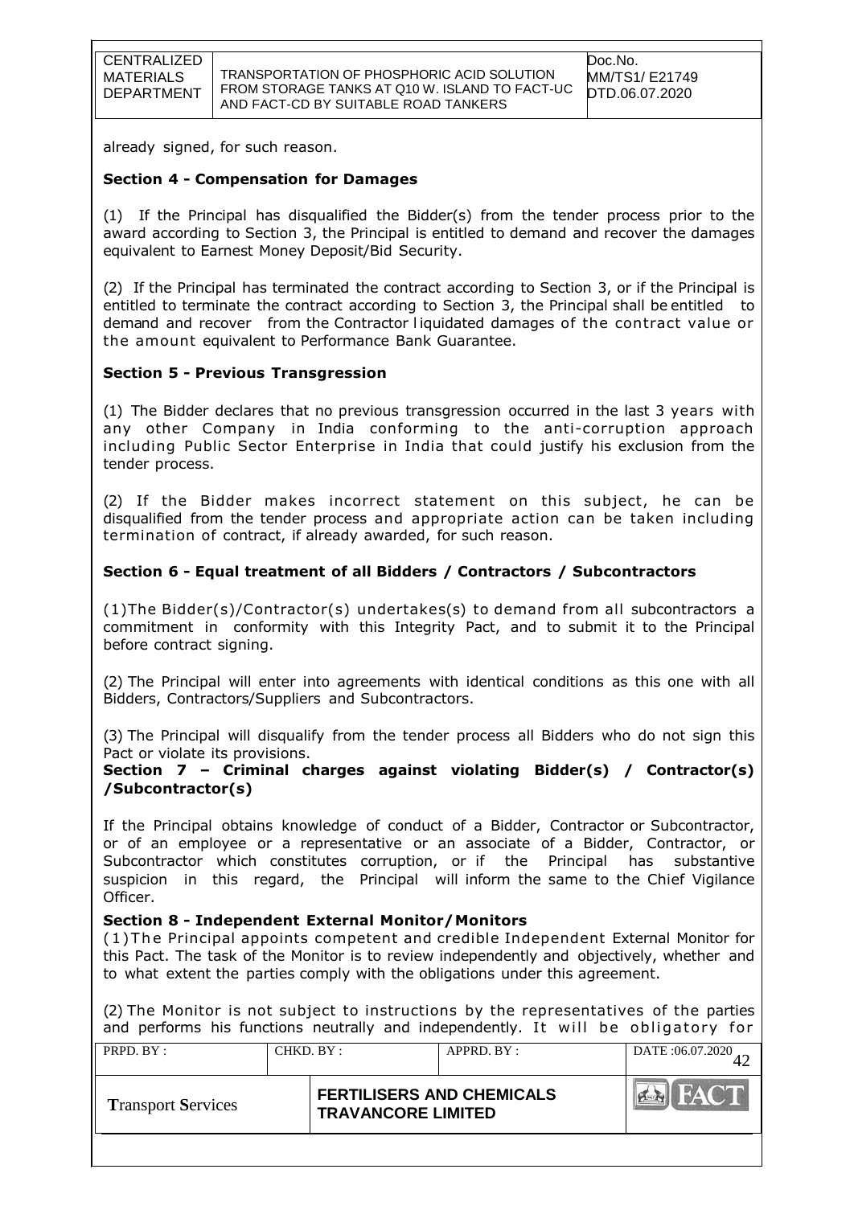already signed, for such reason.

**Section 4 - Compensation for Damages**

(1) If the Principal has disqualified the Bidder(s) from the tender process prior to the award according to Section 3, the Principal is entitled to demand and recover the damages equivalent to Earnest Money Deposit/Bid Security.

(2) If the Principal has terminated the contract according to Section 3, or if the Principal is entitled to terminate the contract according to Section 3, the Principal shall be entitled to demand and recover from the Contractor liquidated damages of the contract value or the amount equivalent to Performance Bank Guarantee.

**Section 5 - Previous Transgression**

(1) The Bidder declares that no previous transgression occurred in the last 3 years with any other Company in India conforming to the anti-corruption approach including Public Sector Enterprise in India that could justify his exclusion from the tender process.

(2) If the Bidder makes incorrect statement on this subject, he can be disqualified from the tender process and appropriate action can be taken including termination of contract, if already awarded, for such reason.

**Section 6 - Equal treatment of all Bidders / Contractors / Subcontractors**

(1)The Bidder(s)/Contractor(s) undertakes(s) to demand from all subcontractors a commitment in conformity with this Integrity Pact, and to submit it to the Principal before contract signing.

(2) The Principal will enter into agreements with identical conditions as this one with all Bidders, Contractors/Suppliers and Subcontractors.

(3) The Principal will disqualify from the tender process all Bidders who do not sign this Pact or violate its provisions.

**Section 7 – Criminal charges against violating Bidder(s) / Contractor(s) /Subcontractor(s)**

If the Principal obtains knowledge of conduct of a Bidder, Contractor or Subcontractor, or of an employee or a representative or an associate of a Bidder, Contractor, or Subcontractor which constitutes corruption, or if the Principal has substantive suspicion in this regard, the Principal will inform the same to the Chief Vigilance Officer.

**Section 8 - Independent External Monitor/Monitors**

(1)The Principal appoints competent and credible Independent External Monitor for this Pact. The task of the Monitor is to review independently and objectively, whether and to what extent the parties comply with the obligations under this agreement.

(2) The Monitor is not subject to instructions by the representatives of the parties and performs his functions neutrally and independently. It will be obligatory for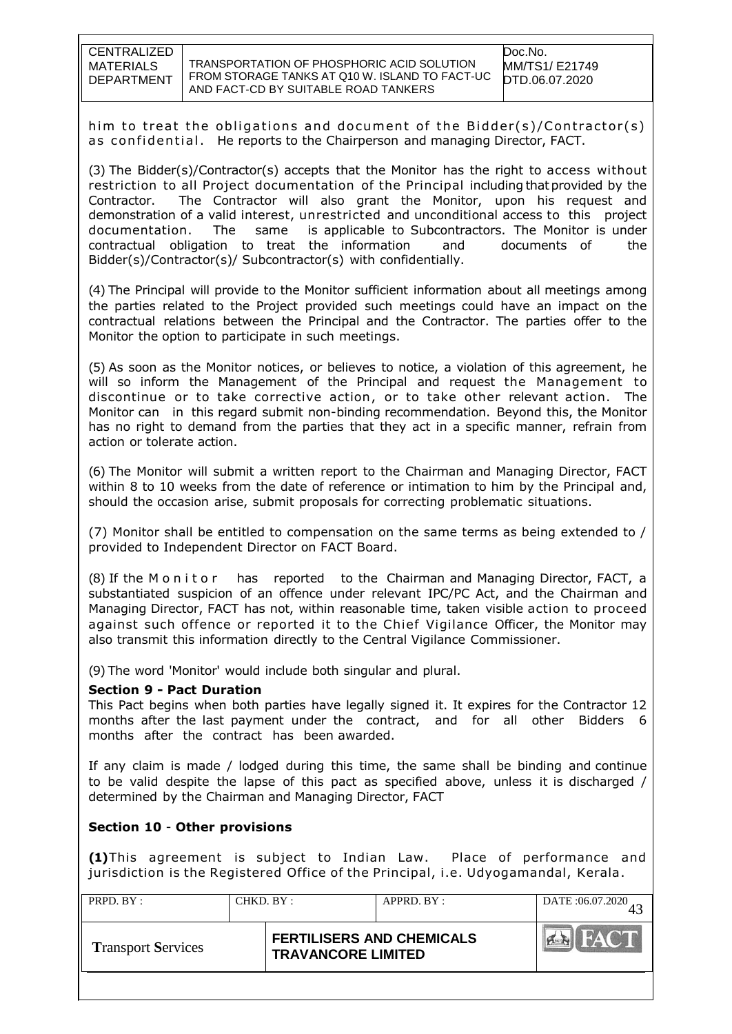him to treat the obligations and document of the Bidder(s)/Contractor(s) as confidential. He reports to the Chairperson and managing Director, FACT.

(3) The Bidder(s)/Contractor(s) accepts that the Monitor has the right to access without restriction to all Project documentation of the Principal including that provided by the Contractor. The Contractor will also grant the Monitor, upon his request and demonstration of a valid interest, unrestricted and unconditional access to this project documentation. The same is applicable to Subcontractors. The Monitor is under contractual obligation to treat the information and documents of the Bidder(s)/Contractor(s)/ Subcontractor(s) with confidentially.

(4) The Principal will provide to the Monitor sufficient information about all meetings among the parties related to the Project provided such meetings could have an impact on the contractual relations between the Principal and the Contractor. The parties offer to the Monitor the option to participate in such meetings.

(5) As soon as the Monitor notices, or believes to notice, a violation of this agreement, he will so inform the Management of the Principal and request the Management to discontinue or to take corrective action, or to take other relevant action. The Monitor can in this regard submit non-binding recommendation. Beyond this, the Monitor has no right to demand from the parties that they act in a specific manner, refrain from action or tolerate action.

(6) The Monitor will submit a written report to the Chairman and Managing Director, FACT within 8 to 10 weeks from the date of reference or intimation to him by the Principal and, should the occasion arise, submit proposals for correcting problematic situations.

(7) Monitor shall be entitled to compensation on the same terms as being extended to / provided to Independent Director on FACT Board.

(8) If the Monitor has reported to the Chairman and Managing Director, FACT, a substantiated suspicion of an offence under relevant IPC/PC Act, and the Chairman and Managing Director, FACT has not, within reasonable time, taken visible action to proceed against such offence or reported it to the Chief Vigilance Officer, the Monitor may also transmit this information directly to the Central Vigilance Commissioner.

(9) The word 'Monitor' would include both singular and plural.

**Section 9 - Pact Duration**

This Pact begins when both parties have legally signed it. It expires for the Contractor 12 months after the last payment under the contract, and for all other Bidders 6 months after the contract has been awarded.

If any claim is made / lodged during this time, the same shall be binding and continue to be valid despite the lapse of this pact as specified above, unless it is discharged / determined by the Chairman and Managing Director, FACT

**Section 10 - Other provisions**

**(1)** This agreement is subject to Indian Law. Place of performance and jurisdiction is the Registered Office of the Principal, i.e. Udyogamandal, Kerala.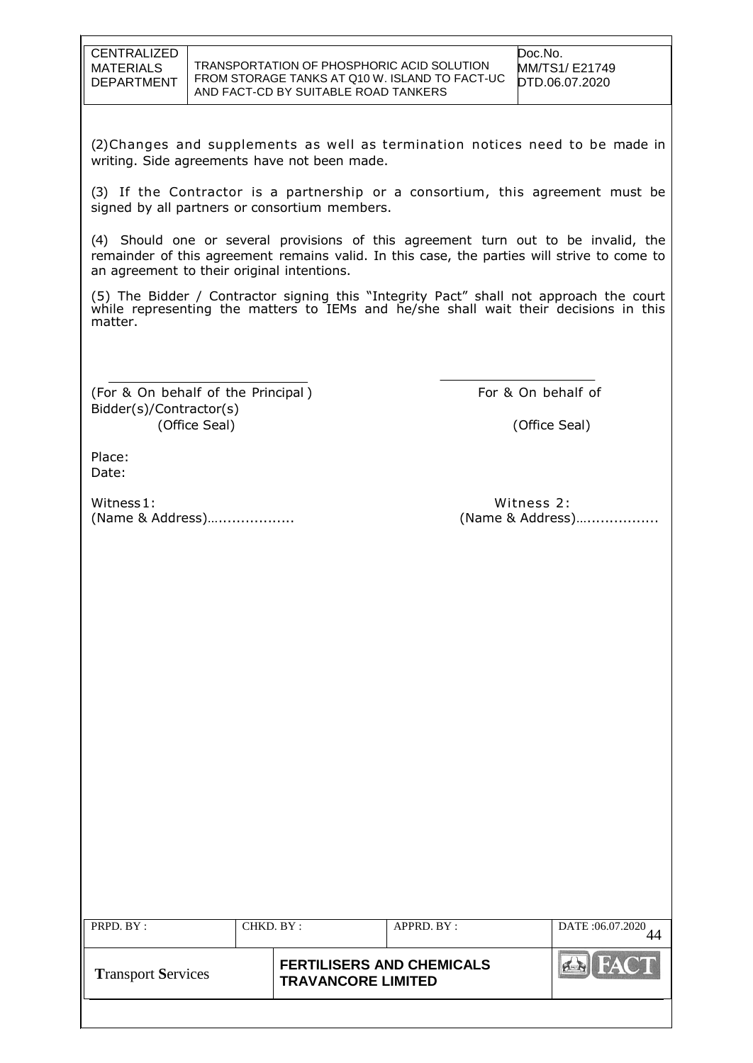(2)Changes and supplements as well as termination notices need to be made in writing. Side agreements have not been made.

(3) If the Contractor is a partnership or a consortium, this agreement must be signed by all partners or consortium members.

(4) Should one or several provisions of this agreement turn out to be invalid, the remainder of this agreement remains valid. In this case, the parties will strive to come to an agreement to their original intentions.

(5) The Bidder / Contractor signing this "Integrity Pact" shall not approach the court while representing the matters to IEMs and he/she shall wait their decisions in this matter.

| | |
|---|---|
| (For & On behalf of the Principal ) | For & On behalf of Bidder(s)/Contractor(s) |
| (Office Seal) | (Office Seal) |

Place:
Date:

Witness 1:
(Name & Address)...................

Witness 2:
(Name & Address)..................